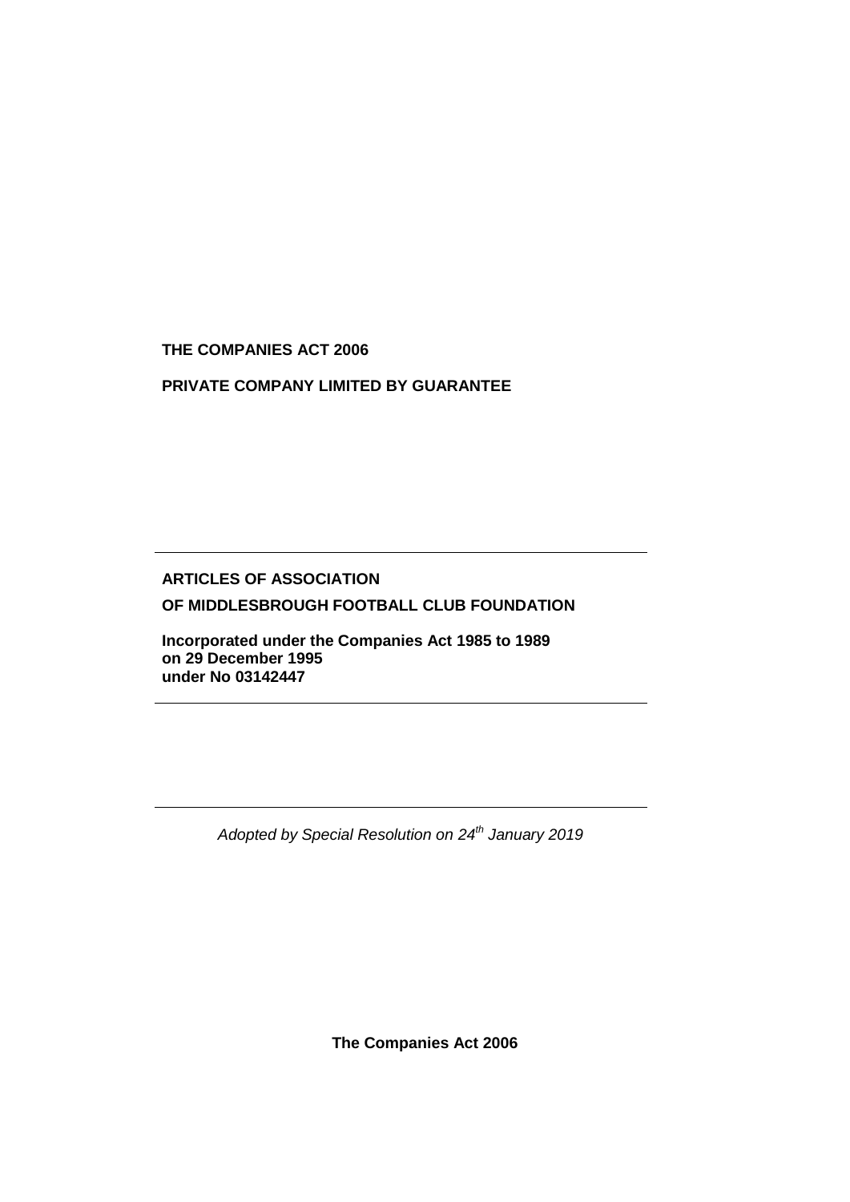**THE COMPANIES ACT 2006**

**PRIVATE COMPANY LIMITED BY GUARANTEE**

---

**ARTICLES OF ASSOCIATION**

**OF MIDDLESBROUGH FOOTBALL CLUB FOUNDATION**

**Incorporated under the Companies Act 1985 to 1989**
**on 29 December 1995**
**under No 03142447**

---

---

*Adopted by Special Resolution on 24th January 2019*

**The Companies Act 2006**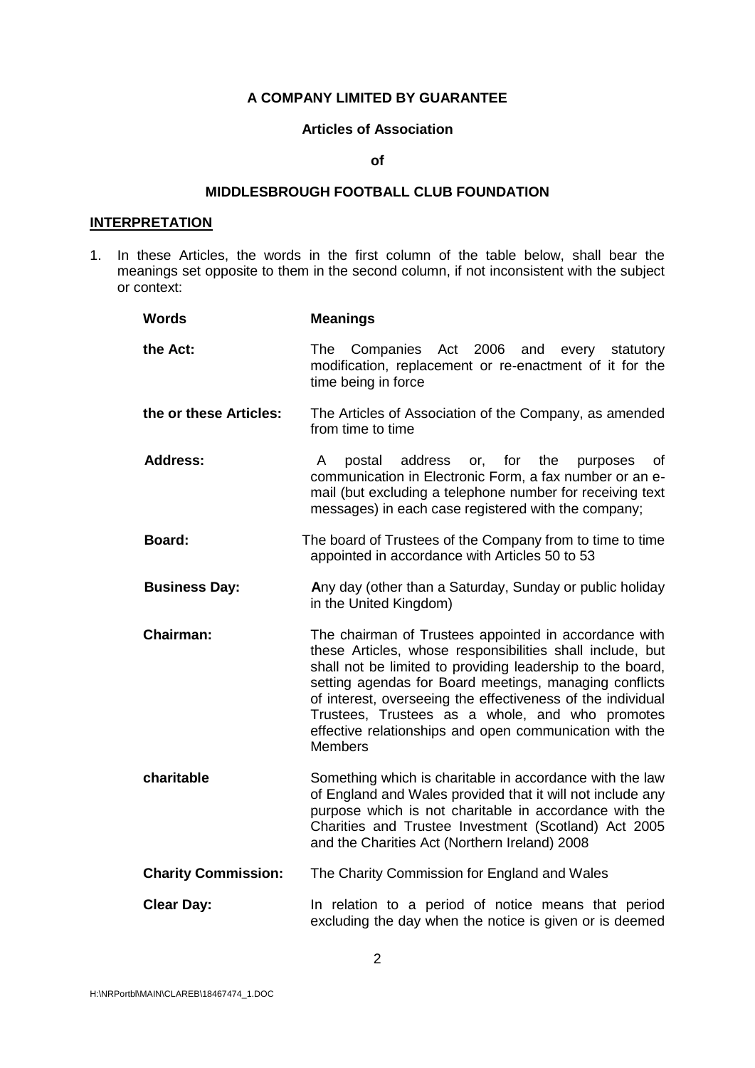**A COMPANY LIMITED BY GUARANTEE**

**Articles of Association**

**of**

**MIDDLESBROUGH FOOTBALL CLUB FOUNDATION**

## INTERPRETATION

1. In these Articles, the words in the first column of the table below, shall bear the meanings set opposite to them in the second column, if not inconsistent with the subject or context:

| Words | Meanings |
|---|---|
| **the Act:** | The Companies Act 2006 and every statutory modification, replacement or re-enactment of it for the time being in force |
| **the or these Articles:** | The Articles of Association of the Company, as amended from time to time |
| **Address:** | A postal address or, for the purposes of communication in Electronic Form, a fax number or an e-mail (but excluding a telephone number for receiving text messages) in each case registered with the company; |
| **Board:** | The board of Trustees of the Company from to time to time appointed in accordance with Articles 50 to 53 |
| **Business Day:** | Any day (other than a Saturday, Sunday or public holiday in the United Kingdom) |
| **Chairman:** | The chairman of Trustees appointed in accordance with these Articles, whose responsibilities shall include, but shall not be limited to providing leadership to the board, setting agendas for Board meetings, managing conflicts of interest, overseeing the effectiveness of the individual Trustees, Trustees as a whole, and who promotes effective relationships and open communication with the Members |
| **charitable** | Something which is charitable in accordance with the law of England and Wales provided that it will not include any purpose which is not charitable in accordance with the Charities and Trustee Investment (Scotland) Act 2005 and the Charities Act (Northern Ireland) 2008 |
| **Charity Commission:** | The Charity Commission for England and Wales |
| **Clear Day:** | In relation to a period of notice means that period excluding the day when the notice is given or is deemed |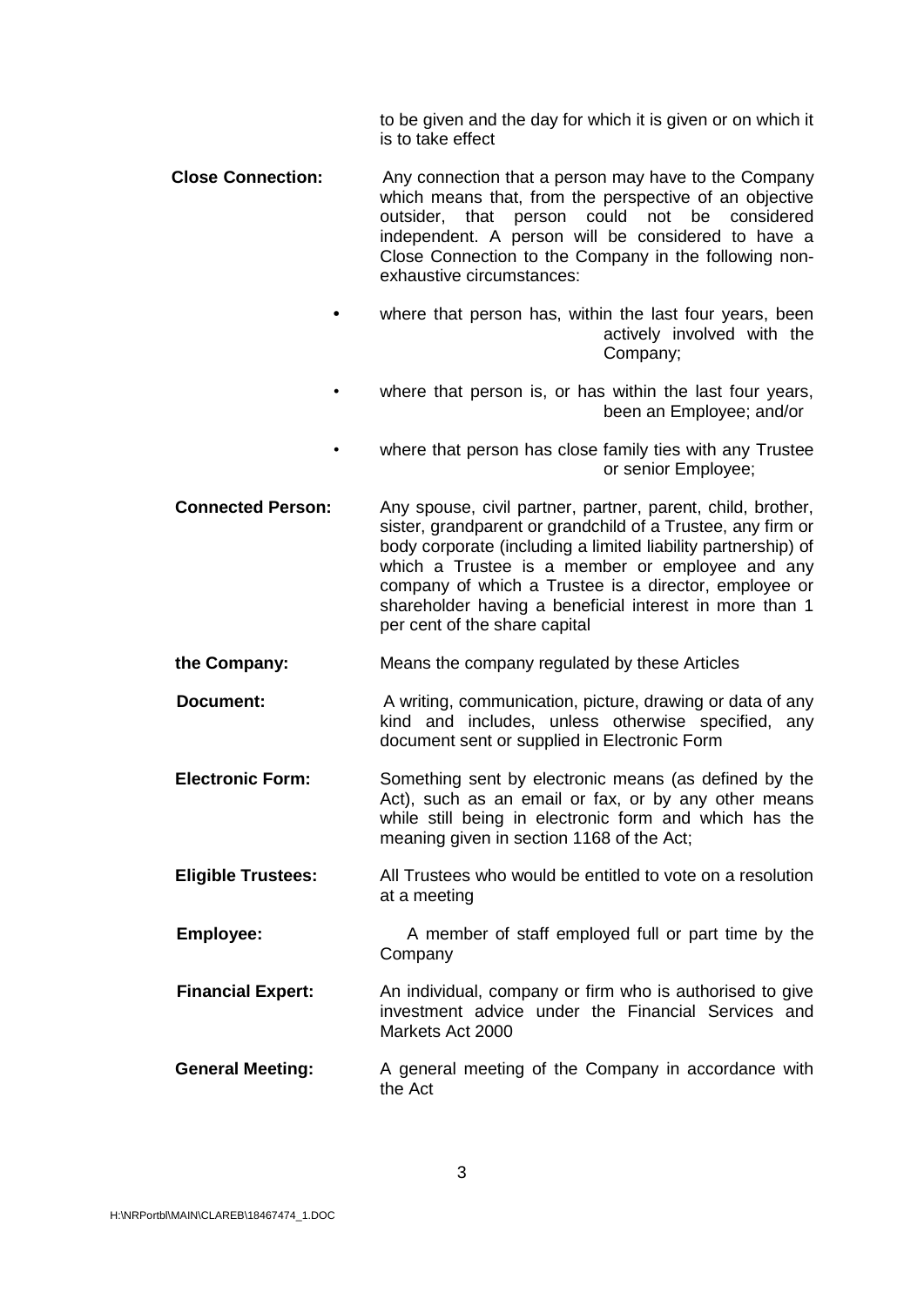to be given and the day for which it is given or on which it is to take effect

**Close Connection:** Any connection that a person may have to the Company which means that, from the perspective of an objective outsider, that person could not be considered independent. A person will be considered to have a Close Connection to the Company in the following non-exhaustive circumstances:

- where that person has, within the last four years, been actively involved with the Company;
- where that person is, or has within the last four years, been an Employee; and/or
- where that person has close family ties with any Trustee or senior Employee;

**Connected Person:** Any spouse, civil partner, partner, parent, child, brother, sister, grandparent or grandchild of a Trustee, any firm or body corporate (including a limited liability partnership) of which a Trustee is a member or employee and any company of which a Trustee is a director, employee or shareholder having a beneficial interest in more than 1 per cent of the share capital

**the Company:** Means the company regulated by these Articles

**Document:** A writing, communication, picture, drawing or data of any kind and includes, unless otherwise specified, any document sent or supplied in Electronic Form

**Electronic Form:** Something sent by electronic means (as defined by the Act), such as an email or fax, or by any other means while still being in electronic form and which has the meaning given in section 1168 of the Act;

**Eligible Trustees:** All Trustees who would be entitled to vote on a resolution at a meeting

**Employee:** A member of staff employed full or part time by the Company

**Financial Expert:** An individual, company or firm who is authorised to give investment advice under the Financial Services and Markets Act 2000

**General Meeting:** A general meeting of the Company in accordance with the Act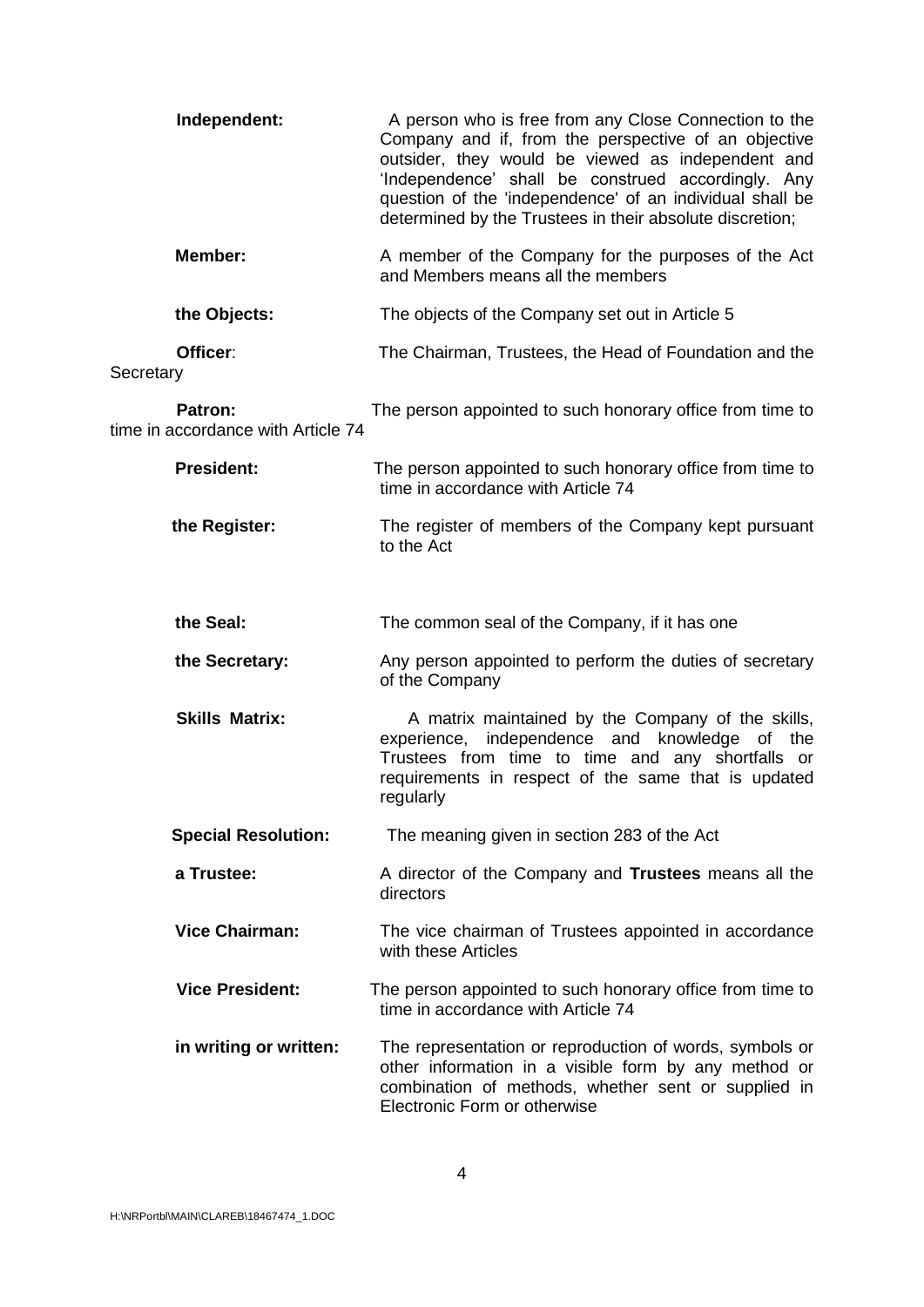| | |
|---|---|
| **Independent:** | A person who is free from any Close Connection to the Company and if, from the perspective of an objective outsider, they would be viewed as independent and 'Independence' shall be construed accordingly. Any question of the 'independence' of an individual shall be determined by the Trustees in their absolute discretion; |
| **Member:** | A member of the Company for the purposes of the Act and Members means all the members |
| **the Objects:** | The objects of the Company set out in Article 5 |
| **Officer**: | The Chairman, Trustees, the Head of Foundation and the Secretary |
| **Patron:** | The person appointed to such honorary office from time to time in accordance with Article 74 |
| **President:** | The person appointed to such honorary office from time to time in accordance with Article 74 |
| **the Register:** | The register of members of the Company kept pursuant to the Act |
| **the Seal:** | The common seal of the Company, if it has one |
| **the Secretary:** | Any person appointed to perform the duties of secretary of the Company |
| **Skills Matrix:** | A matrix maintained by the Company of the skills, experience, independence and knowledge of the Trustees from time to time and any shortfalls or requirements in respect of the same that is updated regularly |
| **Special Resolution:** | The meaning given in section 283 of the Act |
| **a Trustee:** | A director of the Company and **Trustees** means all the directors |
| **Vice Chairman:** | The vice chairman of Trustees appointed in accordance with these Articles |
| **Vice President:** | The person appointed to such honorary office from time to time in accordance with Article 74 |
| **in writing or written:** | The representation or reproduction of words, symbols or other information in a visible form by any method or combination of methods, whether sent or supplied in Electronic Form or otherwise |

H:\NRPortbl\MAIN\CLAREB\18467474_1.DOC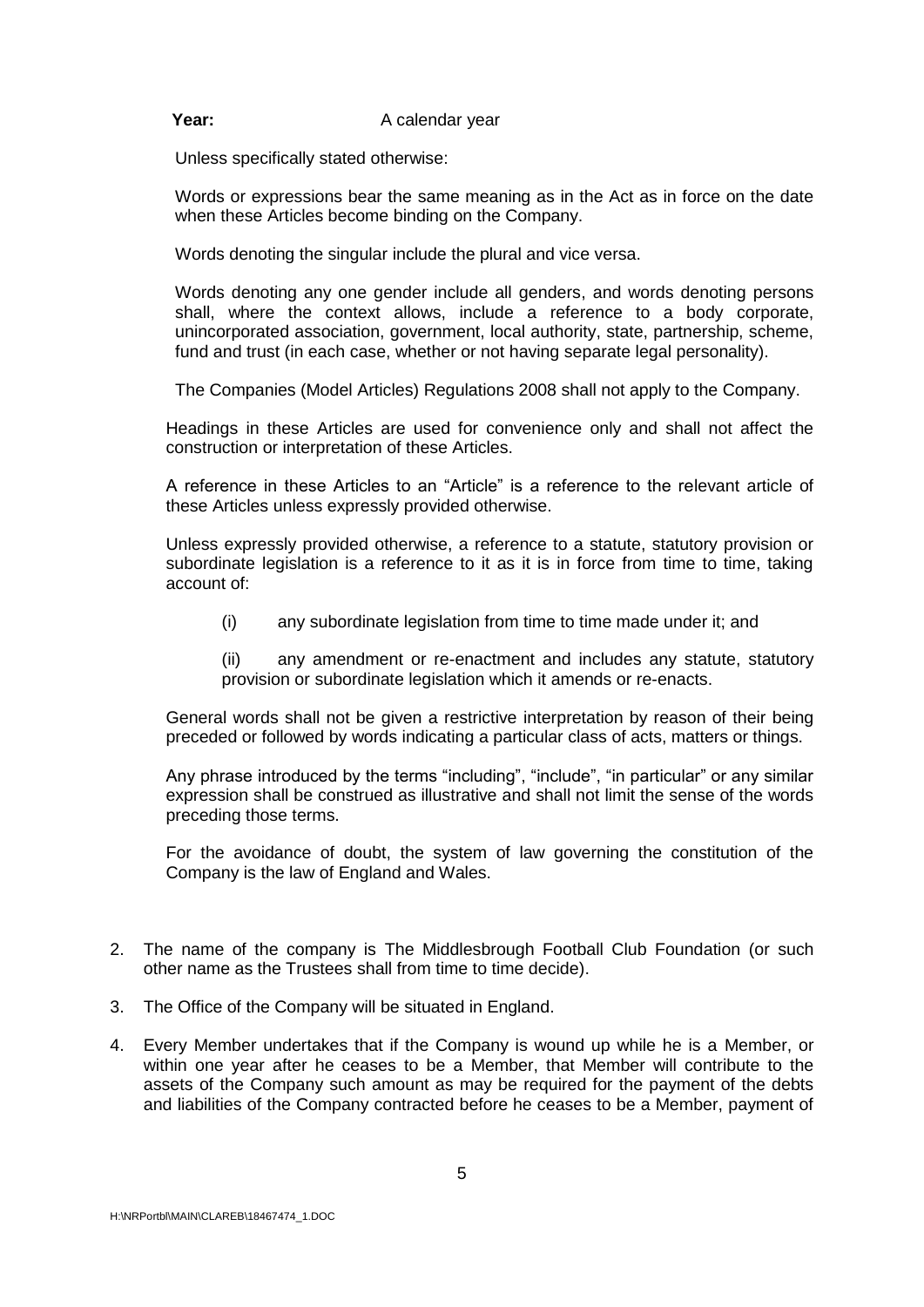**Year:** A calendar year

Unless specifically stated otherwise:

Words or expressions bear the same meaning as in the Act as in force on the date when these Articles become binding on the Company.

Words denoting the singular include the plural and vice versa.

Words denoting any one gender include all genders, and words denoting persons shall, where the context allows, include a reference to a body corporate, unincorporated association, government, local authority, state, partnership, scheme, fund and trust (in each case, whether or not having separate legal personality).

The Companies (Model Articles) Regulations 2008 shall not apply to the Company.

Headings in these Articles are used for convenience only and shall not affect the construction or interpretation of these Articles.

A reference in these Articles to an "Article" is a reference to the relevant article of these Articles unless expressly provided otherwise.

Unless expressly provided otherwise, a reference to a statute, statutory provision or subordinate legislation is a reference to it as it is in force from time to time, taking account of:

(i) any subordinate legislation from time to time made under it; and

(ii) any amendment or re-enactment and includes any statute, statutory provision or subordinate legislation which it amends or re-enacts.

General words shall not be given a restrictive interpretation by reason of their being preceded or followed by words indicating a particular class of acts, matters or things.

Any phrase introduced by the terms "including", "include", "in particular" or any similar expression shall be construed as illustrative and shall not limit the sense of the words preceding those terms.

For the avoidance of doubt, the system of law governing the constitution of the Company is the law of England and Wales.

2. The name of the company is The Middlesbrough Football Club Foundation (or such other name as the Trustees shall from time to time decide).

3. The Office of the Company will be situated in England.

4. Every Member undertakes that if the Company is wound up while he is a Member, or within one year after he ceases to be a Member, that Member will contribute to the assets of the Company such amount as may be required for the payment of the debts and liabilities of the Company contracted before he ceases to be a Member, payment of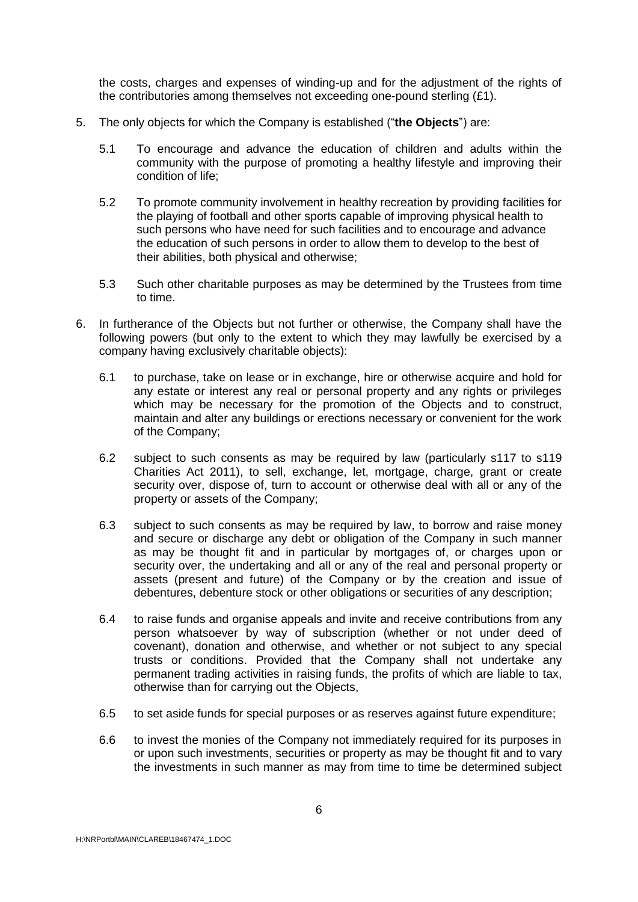the costs, charges and expenses of winding-up and for the adjustment of the rights of the contributories among themselves not exceeding one-pound sterling (£1).

5. The only objects for which the Company is established ("**the Objects**") are:

   5.1 To encourage and advance the education of children and adults within the community with the purpose of promoting a healthy lifestyle and improving their condition of life;

   5.2 To promote community involvement in healthy recreation by providing facilities for the playing of football and other sports capable of improving physical health to such persons who have need for such facilities and to encourage and advance the education of such persons in order to allow them to develop to the best of their abilities, both physical and otherwise;

   5.3 Such other charitable purposes as may be determined by the Trustees from time to time.

6. In furtherance of the Objects but not further or otherwise, the Company shall have the following powers (but only to the extent to which they may lawfully be exercised by a company having exclusively charitable objects):

   6.1 to purchase, take on lease or in exchange, hire or otherwise acquire and hold for any estate or interest any real or personal property and any rights or privileges which may be necessary for the promotion of the Objects and to construct, maintain and alter any buildings or erections necessary or convenient for the work of the Company;

   6.2 subject to such consents as may be required by law (particularly s117 to s119 Charities Act 2011), to sell, exchange, let, mortgage, charge, grant or create security over, dispose of, turn to account or otherwise deal with all or any of the property or assets of the Company;

   6.3 subject to such consents as may be required by law, to borrow and raise money and secure or discharge any debt or obligation of the Company in such manner as may be thought fit and in particular by mortgages of, or charges upon or security over, the undertaking and all or any of the real and personal property or assets (present and future) of the Company or by the creation and issue of debentures, debenture stock or other obligations or securities of any description;

   6.4 to raise funds and organise appeals and invite and receive contributions from any person whatsoever by way of subscription (whether or not under deed of covenant), donation and otherwise, and whether or not subject to any special trusts or conditions. Provided that the Company shall not undertake any permanent trading activities in raising funds, the profits of which are liable to tax, otherwise than for carrying out the Objects,

   6.5 to set aside funds for special purposes or as reserves against future expenditure;

   6.6 to invest the monies of the Company not immediately required for its purposes in or upon such investments, securities or property as may be thought fit and to vary the investments in such manner as may from time to time be determined subject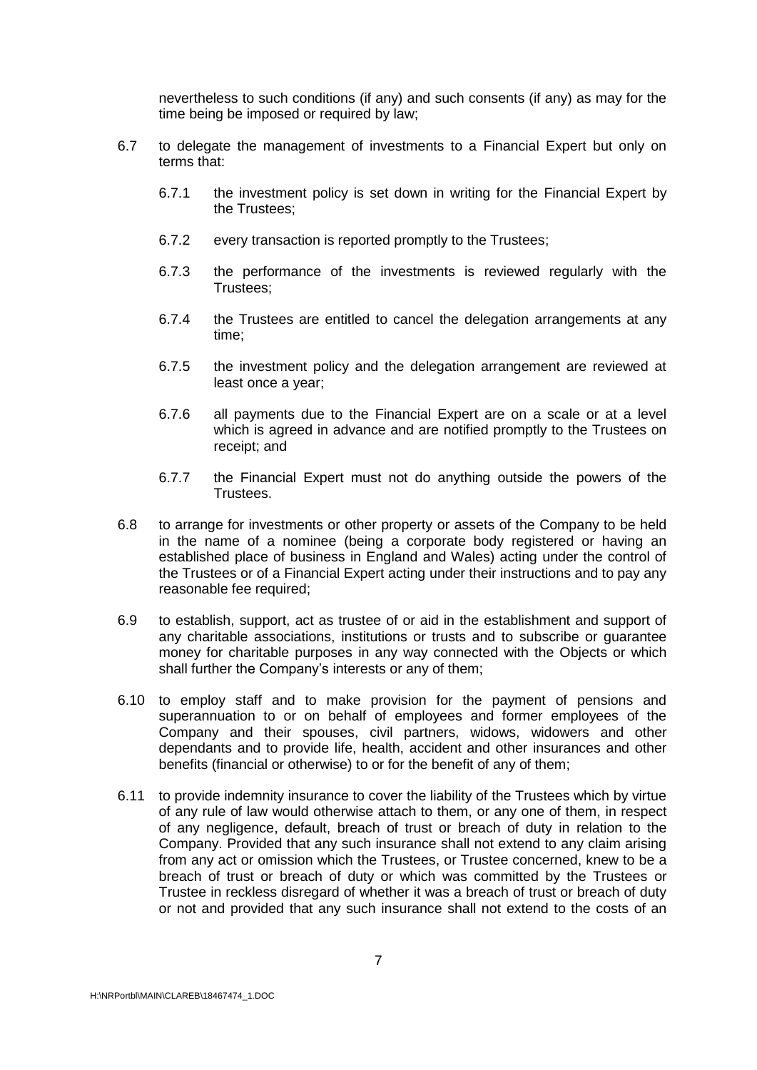nevertheless to such conditions (if any) and such consents (if any) as may for the time being be imposed or required by law;

6.7 to delegate the management of investments to a Financial Expert but only on terms that:

 6.7.1 the investment policy is set down in writing for the Financial Expert by the Trustees;

 6.7.2 every transaction is reported promptly to the Trustees;

 6.7.3 the performance of the investments is reviewed regularly with the Trustees;

 6.7.4 the Trustees are entitled to cancel the delegation arrangements at any time;

 6.7.5 the investment policy and the delegation arrangement are reviewed at least once a year;

 6.7.6 all payments due to the Financial Expert are on a scale or at a level which is agreed in advance and are notified promptly to the Trustees on receipt; and

 6.7.7 the Financial Expert must not do anything outside the powers of the Trustees.

6.8 to arrange for investments or other property or assets of the Company to be held in the name of a nominee (being a corporate body registered or having an established place of business in England and Wales) acting under the control of the Trustees or of a Financial Expert acting under their instructions and to pay any reasonable fee required;

6.9 to establish, support, act as trustee of or aid in the establishment and support of any charitable associations, institutions or trusts and to subscribe or guarantee money for charitable purposes in any way connected with the Objects or which shall further the Company's interests or any of them;

6.10 to employ staff and to make provision for the payment of pensions and superannuation to or on behalf of employees and former employees of the Company and their spouses, civil partners, widows, widowers and other dependants and to provide life, health, accident and other insurances and other benefits (financial or otherwise) to or for the benefit of any of them;

6.11 to provide indemnity insurance to cover the liability of the Trustees which by virtue of any rule of law would otherwise attach to them, or any one of them, in respect of any negligence, default, breach of trust or breach of duty in relation to the Company. Provided that any such insurance shall not extend to any claim arising from any act or omission which the Trustees, or Trustee concerned, knew to be a breach of trust or breach of duty or which was committed by the Trustees or Trustee in reckless disregard of whether it was a breach of trust or breach of duty or not and provided that any such insurance shall not extend to the costs of an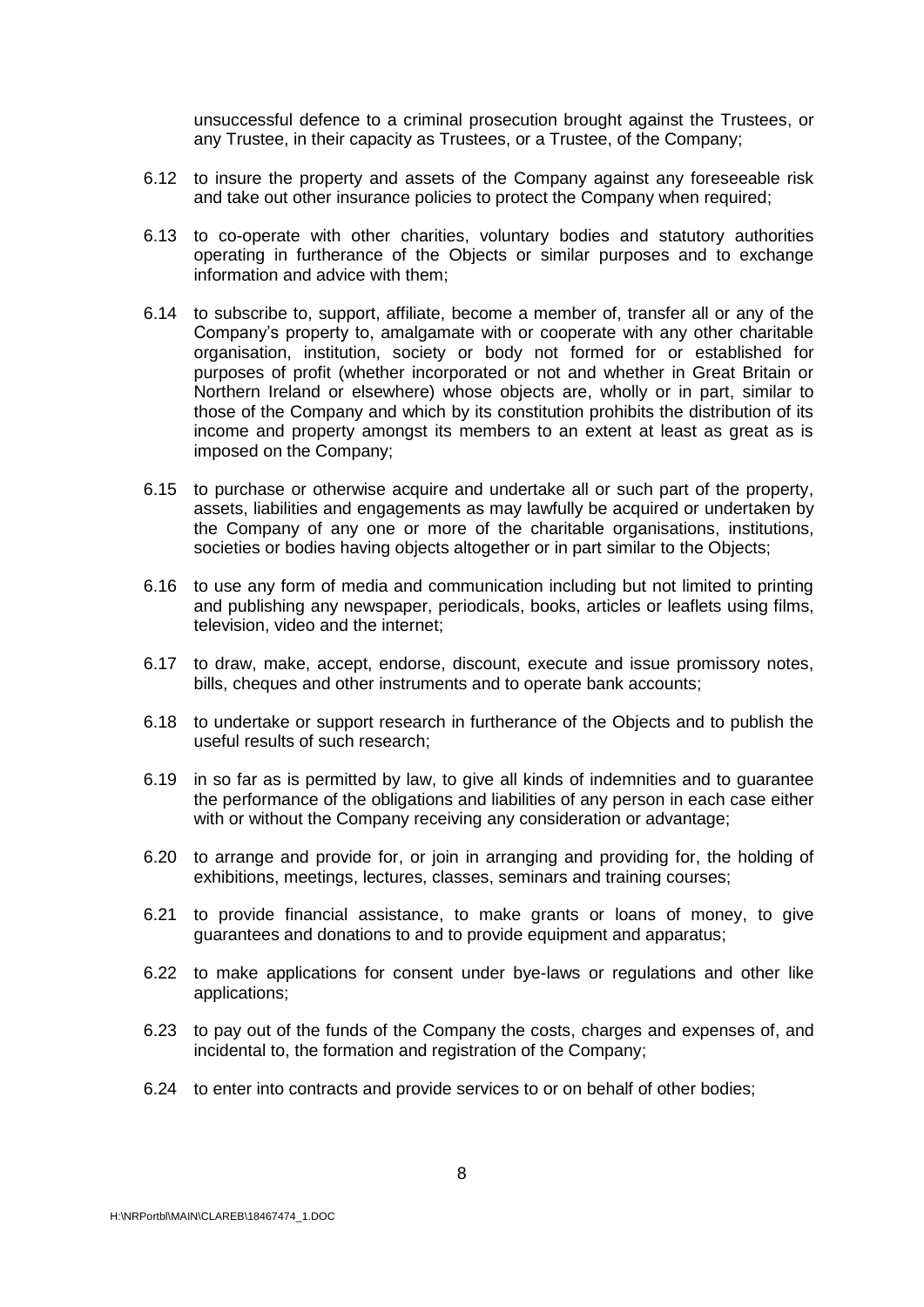unsuccessful defence to a criminal prosecution brought against the Trustees, or any Trustee, in their capacity as Trustees, or a Trustee, of the Company;

6.12 to insure the property and assets of the Company against any foreseeable risk and take out other insurance policies to protect the Company when required;

6.13 to co-operate with other charities, voluntary bodies and statutory authorities operating in furtherance of the Objects or similar purposes and to exchange information and advice with them;

6.14 to subscribe to, support, affiliate, become a member of, transfer all or any of the Company's property to, amalgamate with or cooperate with any other charitable organisation, institution, society or body not formed for or established for purposes of profit (whether incorporated or not and whether in Great Britain or Northern Ireland or elsewhere) whose objects are, wholly or in part, similar to those of the Company and which by its constitution prohibits the distribution of its income and property amongst its members to an extent at least as great as is imposed on the Company;

6.15 to purchase or otherwise acquire and undertake all or such part of the property, assets, liabilities and engagements as may lawfully be acquired or undertaken by the Company of any one or more of the charitable organisations, institutions, societies or bodies having objects altogether or in part similar to the Objects;

6.16 to use any form of media and communication including but not limited to printing and publishing any newspaper, periodicals, books, articles or leaflets using films, television, video and the internet;

6.17 to draw, make, accept, endorse, discount, execute and issue promissory notes, bills, cheques and other instruments and to operate bank accounts;

6.18 to undertake or support research in furtherance of the Objects and to publish the useful results of such research;

6.19 in so far as is permitted by law, to give all kinds of indemnities and to guarantee the performance of the obligations and liabilities of any person in each case either with or without the Company receiving any consideration or advantage;

6.20 to arrange and provide for, or join in arranging and providing for, the holding of exhibitions, meetings, lectures, classes, seminars and training courses;

6.21 to provide financial assistance, to make grants or loans of money, to give guarantees and donations to and to provide equipment and apparatus;

6.22 to make applications for consent under bye-laws or regulations and other like applications;

6.23 to pay out of the funds of the Company the costs, charges and expenses of, and incidental to, the formation and registration of the Company;

6.24 to enter into contracts and provide services to or on behalf of other bodies;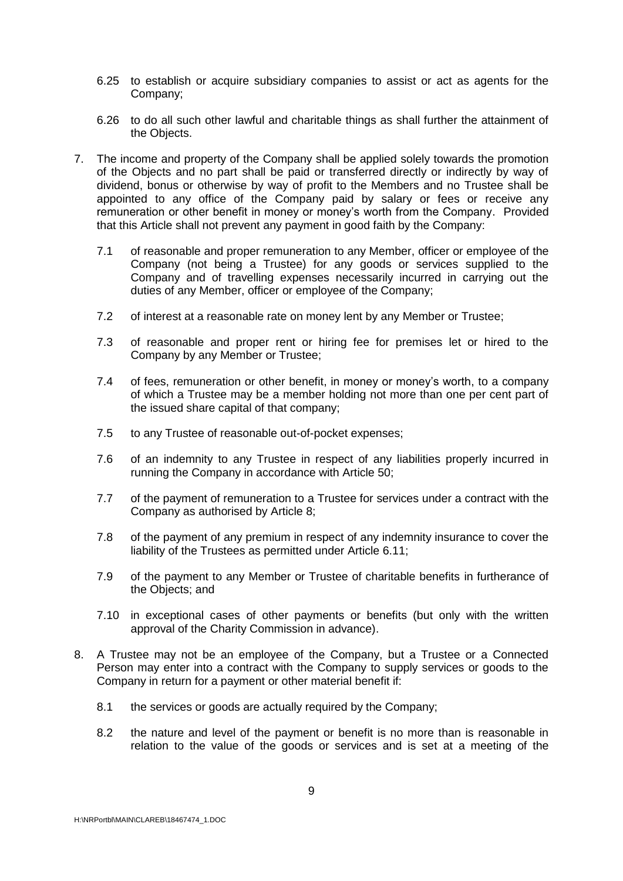6.25 to establish or acquire subsidiary companies to assist or act as agents for the Company;

6.26 to do all such other lawful and charitable things as shall further the attainment of the Objects.

7. The income and property of the Company shall be applied solely towards the promotion of the Objects and no part shall be paid or transferred directly or indirectly by way of dividend, bonus or otherwise by way of profit to the Members and no Trustee shall be appointed to any office of the Company paid by salary or fees or receive any remuneration or other benefit in money or money's worth from the Company. Provided that this Article shall not prevent any payment in good faith by the Company:

   7.1 of reasonable and proper remuneration to any Member, officer or employee of the Company (not being a Trustee) for any goods or services supplied to the Company and of travelling expenses necessarily incurred in carrying out the duties of any Member, officer or employee of the Company;

   7.2 of interest at a reasonable rate on money lent by any Member or Trustee;

   7.3 of reasonable and proper rent or hiring fee for premises let or hired to the Company by any Member or Trustee;

   7.4 of fees, remuneration or other benefit, in money or money's worth, to a company of which a Trustee may be a member holding not more than one per cent part of the issued share capital of that company;

   7.5 to any Trustee of reasonable out-of-pocket expenses;

   7.6 of an indemnity to any Trustee in respect of any liabilities properly incurred in running the Company in accordance with Article 50;

   7.7 of the payment of remuneration to a Trustee for services under a contract with the Company as authorised by Article 8;

   7.8 of the payment of any premium in respect of any indemnity insurance to cover the liability of the Trustees as permitted under Article 6.11;

   7.9 of the payment to any Member or Trustee of charitable benefits in furtherance of the Objects; and

   7.10 in exceptional cases of other payments or benefits (but only with the written approval of the Charity Commission in advance).

8. A Trustee may not be an employee of the Company, but a Trustee or a Connected Person may enter into a contract with the Company to supply services or goods to the Company in return for a payment or other material benefit if:

   8.1 the services or goods are actually required by the Company;

   8.2 the nature and level of the payment or benefit is no more than is reasonable in relation to the value of the goods or services and is set at a meeting of the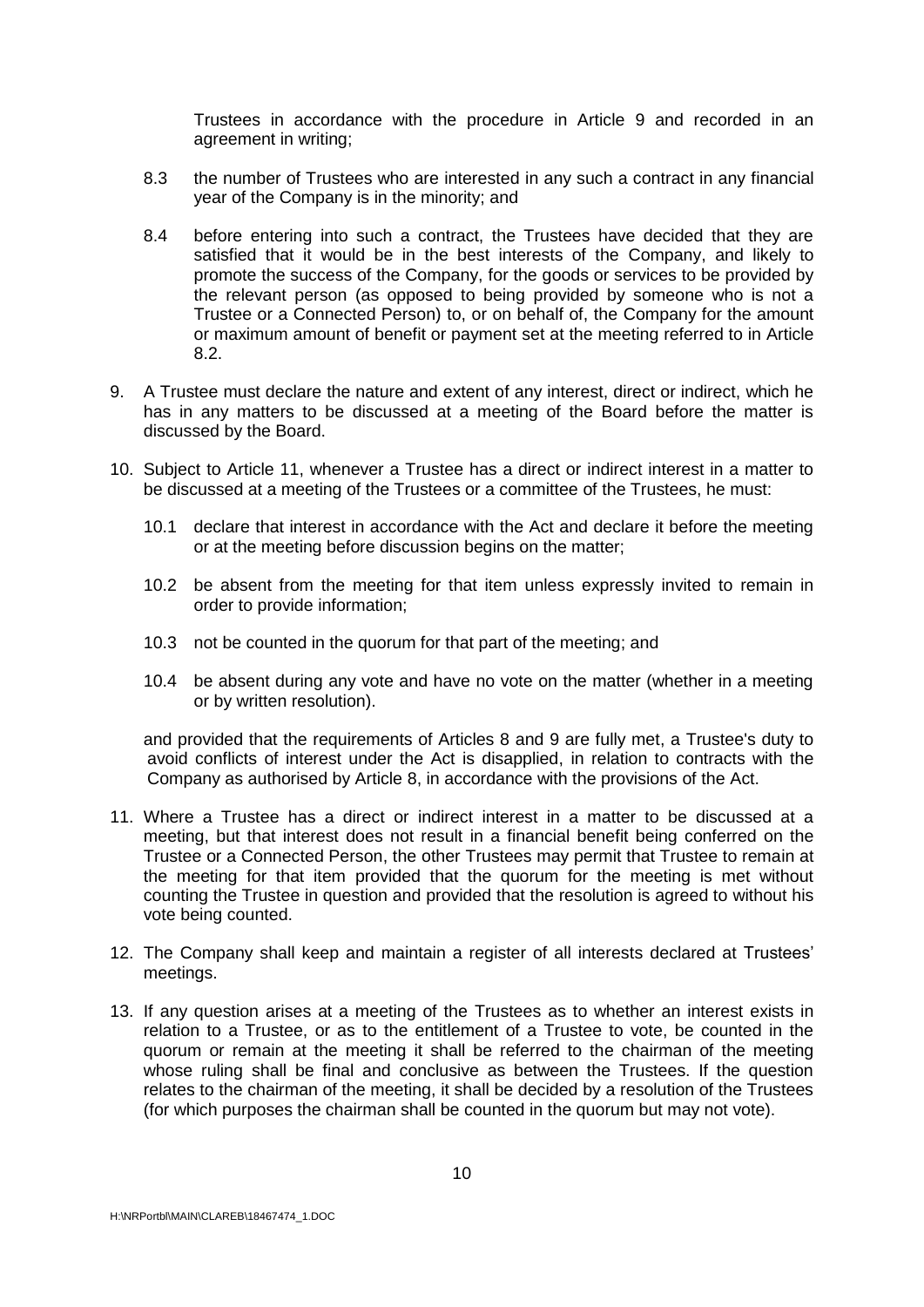Trustees in accordance with the procedure in Article 9 and recorded in an agreement in writing;

8.3 the number of Trustees who are interested in any such a contract in any financial year of the Company is in the minority; and

8.4 before entering into such a contract, the Trustees have decided that they are satisfied that it would be in the best interests of the Company, and likely to promote the success of the Company, for the goods or services to be provided by the relevant person (as opposed to being provided by someone who is not a Trustee or a Connected Person) to, or on behalf of, the Company for the amount or maximum amount of benefit or payment set at the meeting referred to in Article 8.2.

9. A Trustee must declare the nature and extent of any interest, direct or indirect, which he has in any matters to be discussed at a meeting of the Board before the matter is discussed by the Board.

10. Subject to Article 11, whenever a Trustee has a direct or indirect interest in a matter to be discussed at a meeting of the Trustees or a committee of the Trustees, he must:

    10.1 declare that interest in accordance with the Act and declare it before the meeting or at the meeting before discussion begins on the matter;

    10.2 be absent from the meeting for that item unless expressly invited to remain in order to provide information;

    10.3 not be counted in the quorum for that part of the meeting; and

    10.4 be absent during any vote and have no vote on the matter (whether in a meeting or by written resolution).

    and provided that the requirements of Articles 8 and 9 are fully met, a Trustee's duty to avoid conflicts of interest under the Act is disapplied, in relation to contracts with the Company as authorised by Article 8, in accordance with the provisions of the Act.

11. Where a Trustee has a direct or indirect interest in a matter to be discussed at a meeting, but that interest does not result in a financial benefit being conferred on the Trustee or a Connected Person, the other Trustees may permit that Trustee to remain at the meeting for that item provided that the quorum for the meeting is met without counting the Trustee in question and provided that the resolution is agreed to without his vote being counted.

12. The Company shall keep and maintain a register of all interests declared at Trustees' meetings.

13. If any question arises at a meeting of the Trustees as to whether an interest exists in relation to a Trustee, or as to the entitlement of a Trustee to vote, be counted in the quorum or remain at the meeting it shall be referred to the chairman of the meeting whose ruling shall be final and conclusive as between the Trustees. If the question relates to the chairman of the meeting, it shall be decided by a resolution of the Trustees (for which purposes the chairman shall be counted in the quorum but may not vote).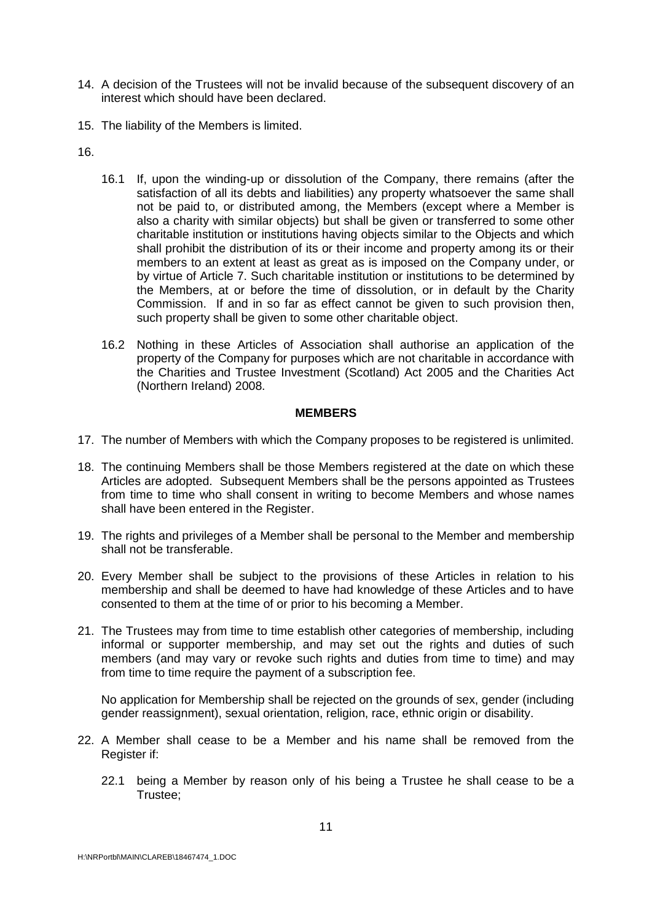14. A decision of the Trustees will not be invalid because of the subsequent discovery of an interest which should have been declared.

15. The liability of the Members is limited.

16.

    16.1 If, upon the winding-up or dissolution of the Company, there remains (after the satisfaction of all its debts and liabilities) any property whatsoever the same shall not be paid to, or distributed among, the Members (except where a Member is also a charity with similar objects) but shall be given or transferred to some other charitable institution or institutions having objects similar to the Objects and which shall prohibit the distribution of its or their income and property among its or their members to an extent at least as great as is imposed on the Company under, or by virtue of Article 7. Such charitable institution or institutions to be determined by the Members, at or before the time of dissolution, or in default by the Charity Commission. If and in so far as effect cannot be given to such provision then, such property shall be given to some other charitable object.

    16.2 Nothing in these Articles of Association shall authorise an application of the property of the Company for purposes which are not charitable in accordance with the Charities and Trustee Investment (Scotland) Act 2005 and the Charities Act (Northern Ireland) 2008.

**MEMBERS**

17. The number of Members with which the Company proposes to be registered is unlimited.

18. The continuing Members shall be those Members registered at the date on which these Articles are adopted. Subsequent Members shall be the persons appointed as Trustees from time to time who shall consent in writing to become Members and whose names shall have been entered in the Register.

19. The rights and privileges of a Member shall be personal to the Member and membership shall not be transferable.

20. Every Member shall be subject to the provisions of these Articles in relation to his membership and shall be deemed to have had knowledge of these Articles and to have consented to them at the time of or prior to his becoming a Member.

21. The Trustees may from time to time establish other categories of membership, including informal or supporter membership, and may set out the rights and duties of such members (and may vary or revoke such rights and duties from time to time) and may from time to time require the payment of a subscription fee.

    No application for Membership shall be rejected on the grounds of sex, gender (including gender reassignment), sexual orientation, religion, race, ethnic origin or disability.

22. A Member shall cease to be a Member and his name shall be removed from the Register if:

    22.1 being a Member by reason only of his being a Trustee he shall cease to be a Trustee;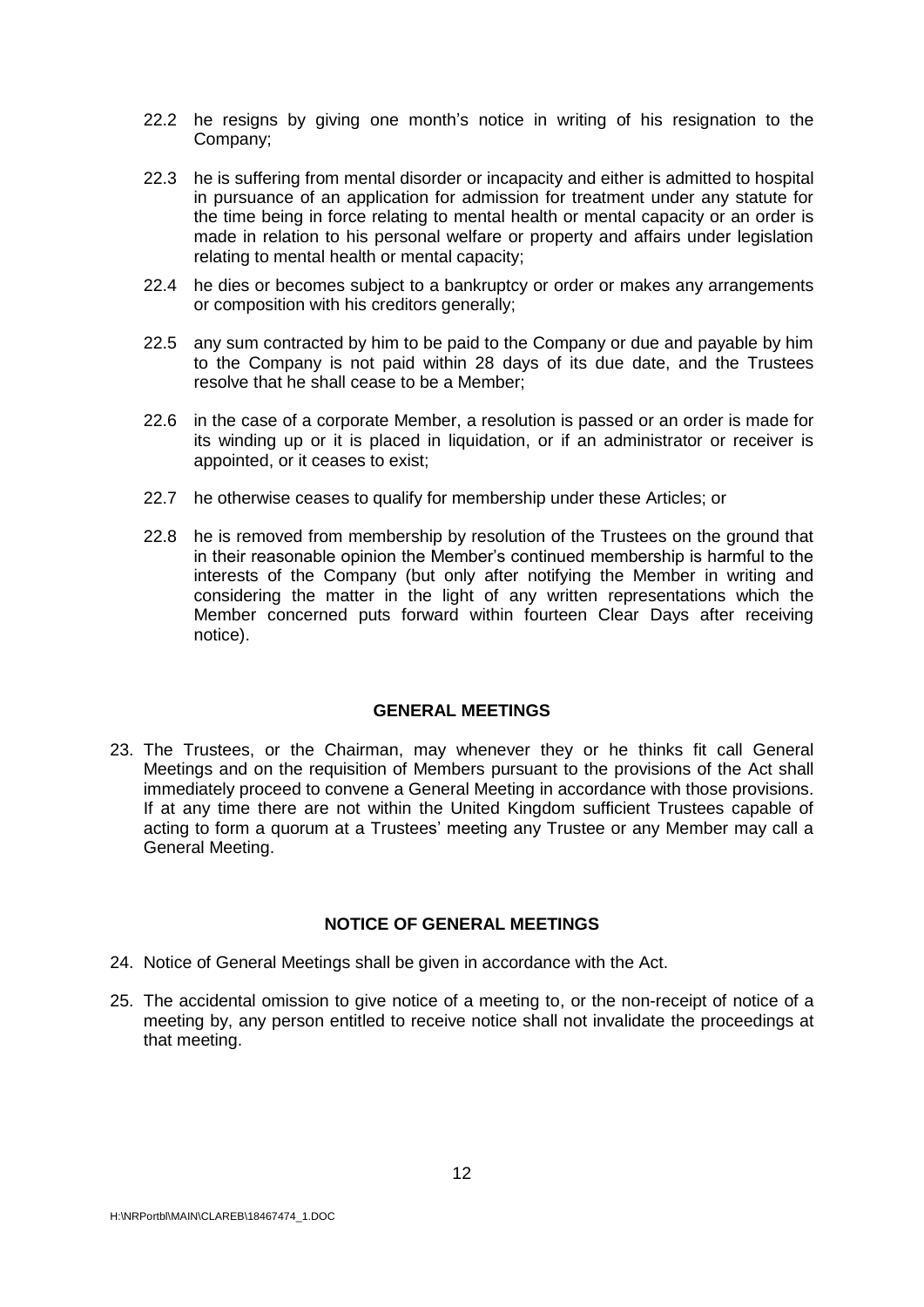22.2 he resigns by giving one month's notice in writing of his resignation to the Company;

22.3 he is suffering from mental disorder or incapacity and either is admitted to hospital in pursuance of an application for admission for treatment under any statute for the time being in force relating to mental health or mental capacity or an order is made in relation to his personal welfare or property and affairs under legislation relating to mental health or mental capacity;

22.4 he dies or becomes subject to a bankruptcy or order or makes any arrangements or composition with his creditors generally;

22.5 any sum contracted by him to be paid to the Company or due and payable by him to the Company is not paid within 28 days of its due date, and the Trustees resolve that he shall cease to be a Member;

22.6 in the case of a corporate Member, a resolution is passed or an order is made for its winding up or it is placed in liquidation, or if an administrator or receiver is appointed, or it ceases to exist;

22.7 he otherwise ceases to qualify for membership under these Articles; or

22.8 he is removed from membership by resolution of the Trustees on the ground that in their reasonable opinion the Member's continued membership is harmful to the interests of the Company (but only after notifying the Member in writing and considering the matter in the light of any written representations which the Member concerned puts forward within fourteen Clear Days after receiving notice).

## GENERAL MEETINGS

23. The Trustees, or the Chairman, may whenever they or he thinks fit call General Meetings and on the requisition of Members pursuant to the provisions of the Act shall immediately proceed to convene a General Meeting in accordance with those provisions. If at any time there are not within the United Kingdom sufficient Trustees capable of acting to form a quorum at a Trustees' meeting any Trustee or any Member may call a General Meeting.

## NOTICE OF GENERAL MEETINGS

24. Notice of General Meetings shall be given in accordance with the Act.

25. The accidental omission to give notice of a meeting to, or the non-receipt of notice of a meeting by, any person entitled to receive notice shall not invalidate the proceedings at that meeting.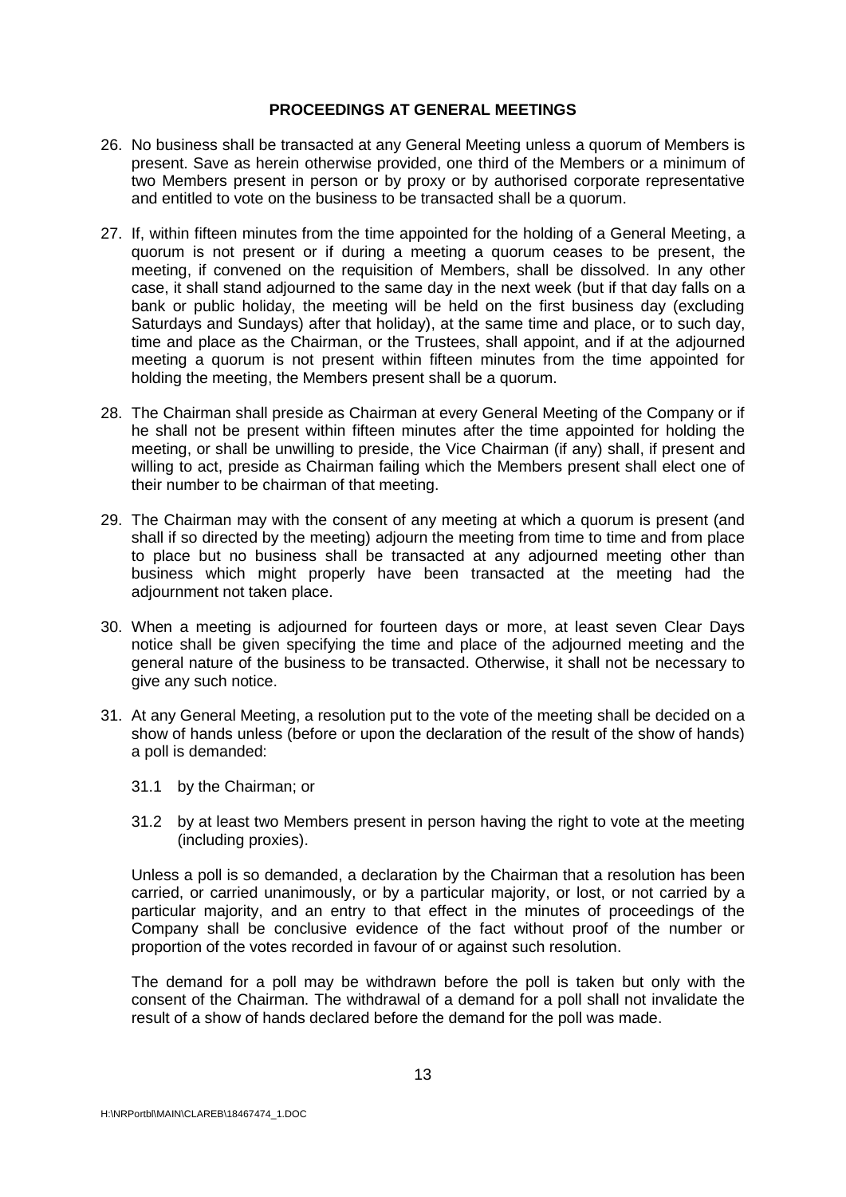## PROCEEDINGS AT GENERAL MEETINGS

26. No business shall be transacted at any General Meeting unless a quorum of Members is present. Save as herein otherwise provided, one third of the Members or a minimum of two Members present in person or by proxy or by authorised corporate representative and entitled to vote on the business to be transacted shall be a quorum.

27. If, within fifteen minutes from the time appointed for the holding of a General Meeting, a quorum is not present or if during a meeting a quorum ceases to be present, the meeting, if convened on the requisition of Members, shall be dissolved. In any other case, it shall stand adjourned to the same day in the next week (but if that day falls on a bank or public holiday, the meeting will be held on the first business day (excluding Saturdays and Sundays) after that holiday), at the same time and place, or to such day, time and place as the Chairman, or the Trustees, shall appoint, and if at the adjourned meeting a quorum is not present within fifteen minutes from the time appointed for holding the meeting, the Members present shall be a quorum.

28. The Chairman shall preside as Chairman at every General Meeting of the Company or if he shall not be present within fifteen minutes after the time appointed for holding the meeting, or shall be unwilling to preside, the Vice Chairman (if any) shall, if present and willing to act, preside as Chairman failing which the Members present shall elect one of their number to be chairman of that meeting.

29. The Chairman may with the consent of any meeting at which a quorum is present (and shall if so directed by the meeting) adjourn the meeting from time to time and from place to place but no business shall be transacted at any adjourned meeting other than business which might properly have been transacted at the meeting had the adjournment not taken place.

30. When a meeting is adjourned for fourteen days or more, at least seven Clear Days notice shall be given specifying the time and place of the adjourned meeting and the general nature of the business to be transacted. Otherwise, it shall not be necessary to give any such notice.

31. At any General Meeting, a resolution put to the vote of the meeting shall be decided on a show of hands unless (before or upon the declaration of the result of the show of hands) a poll is demanded:

    31.1 by the Chairman; or

    31.2 by at least two Members present in person having the right to vote at the meeting (including proxies).

    Unless a poll is so demanded, a declaration by the Chairman that a resolution has been carried, or carried unanimously, or by a particular majority, or lost, or not carried by a particular majority, and an entry to that effect in the minutes of proceedings of the Company shall be conclusive evidence of the fact without proof of the number or proportion of the votes recorded in favour of or against such resolution.

    The demand for a poll may be withdrawn before the poll is taken but only with the consent of the Chairman. The withdrawal of a demand for a poll shall not invalidate the result of a show of hands declared before the demand for the poll was made.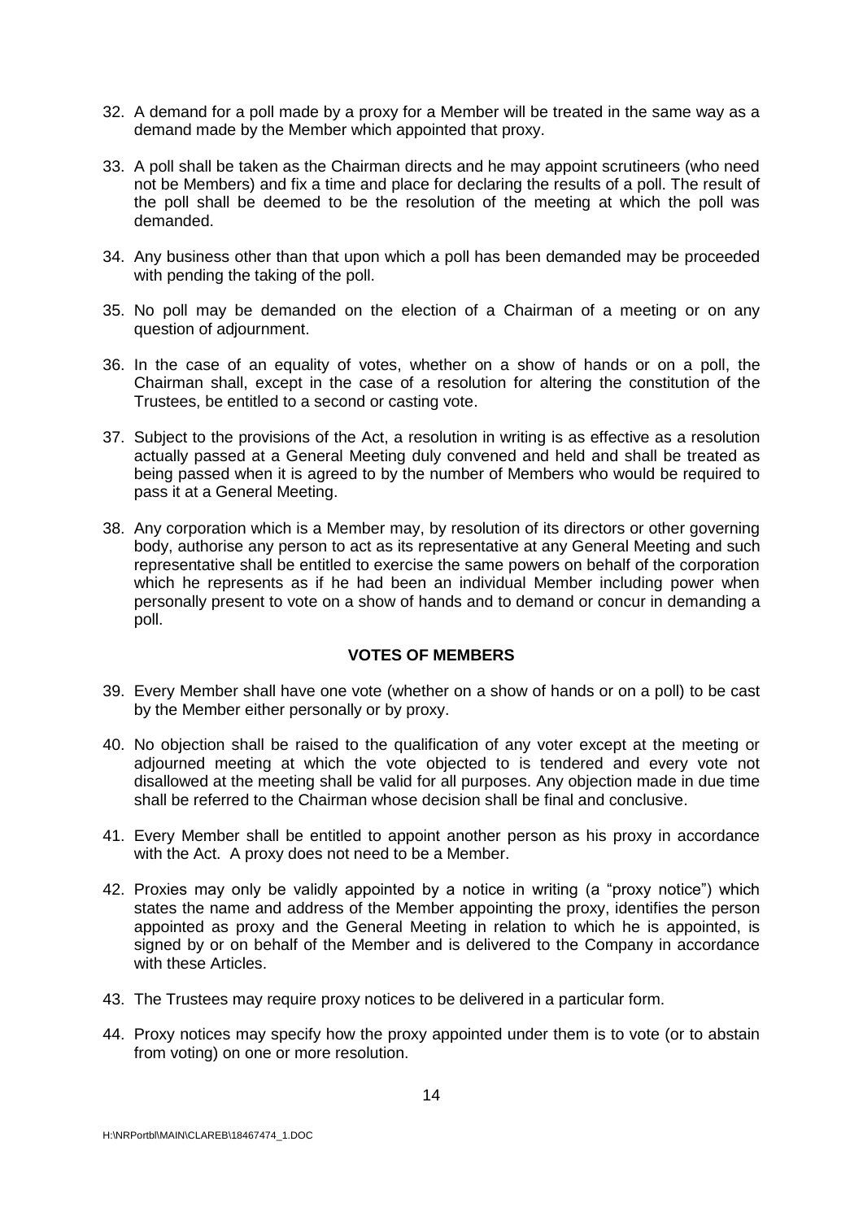32. A demand for a poll made by a proxy for a Member will be treated in the same way as a demand made by the Member which appointed that proxy.

33. A poll shall be taken as the Chairman directs and he may appoint scrutineers (who need not be Members) and fix a time and place for declaring the results of a poll. The result of the poll shall be deemed to be the resolution of the meeting at which the poll was demanded.

34. Any business other than that upon which a poll has been demanded may be proceeded with pending the taking of the poll.

35. No poll may be demanded on the election of a Chairman of a meeting or on any question of adjournment.

36. In the case of an equality of votes, whether on a show of hands or on a poll, the Chairman shall, except in the case of a resolution for altering the constitution of the Trustees, be entitled to a second or casting vote.

37. Subject to the provisions of the Act, a resolution in writing is as effective as a resolution actually passed at a General Meeting duly convened and held and shall be treated as being passed when it is agreed to by the number of Members who would be required to pass it at a General Meeting.

38. Any corporation which is a Member may, by resolution of its directors or other governing body, authorise any person to act as its representative at any General Meeting and such representative shall be entitled to exercise the same powers on behalf of the corporation which he represents as if he had been an individual Member including power when personally present to vote on a show of hands and to demand or concur in demanding a poll.

**VOTES OF MEMBERS**

39. Every Member shall have one vote (whether on a show of hands or on a poll) to be cast by the Member either personally or by proxy.

40. No objection shall be raised to the qualification of any voter except at the meeting or adjourned meeting at which the vote objected to is tendered and every vote not disallowed at the meeting shall be valid for all purposes. Any objection made in due time shall be referred to the Chairman whose decision shall be final and conclusive.

41. Every Member shall be entitled to appoint another person as his proxy in accordance with the Act. A proxy does not need to be a Member.

42. Proxies may only be validly appointed by a notice in writing (a "proxy notice") which states the name and address of the Member appointing the proxy, identifies the person appointed as proxy and the General Meeting in relation to which he is appointed, is signed by or on behalf of the Member and is delivered to the Company in accordance with these Articles.

43. The Trustees may require proxy notices to be delivered in a particular form.

44. Proxy notices may specify how the proxy appointed under them is to vote (or to abstain from voting) on one or more resolution.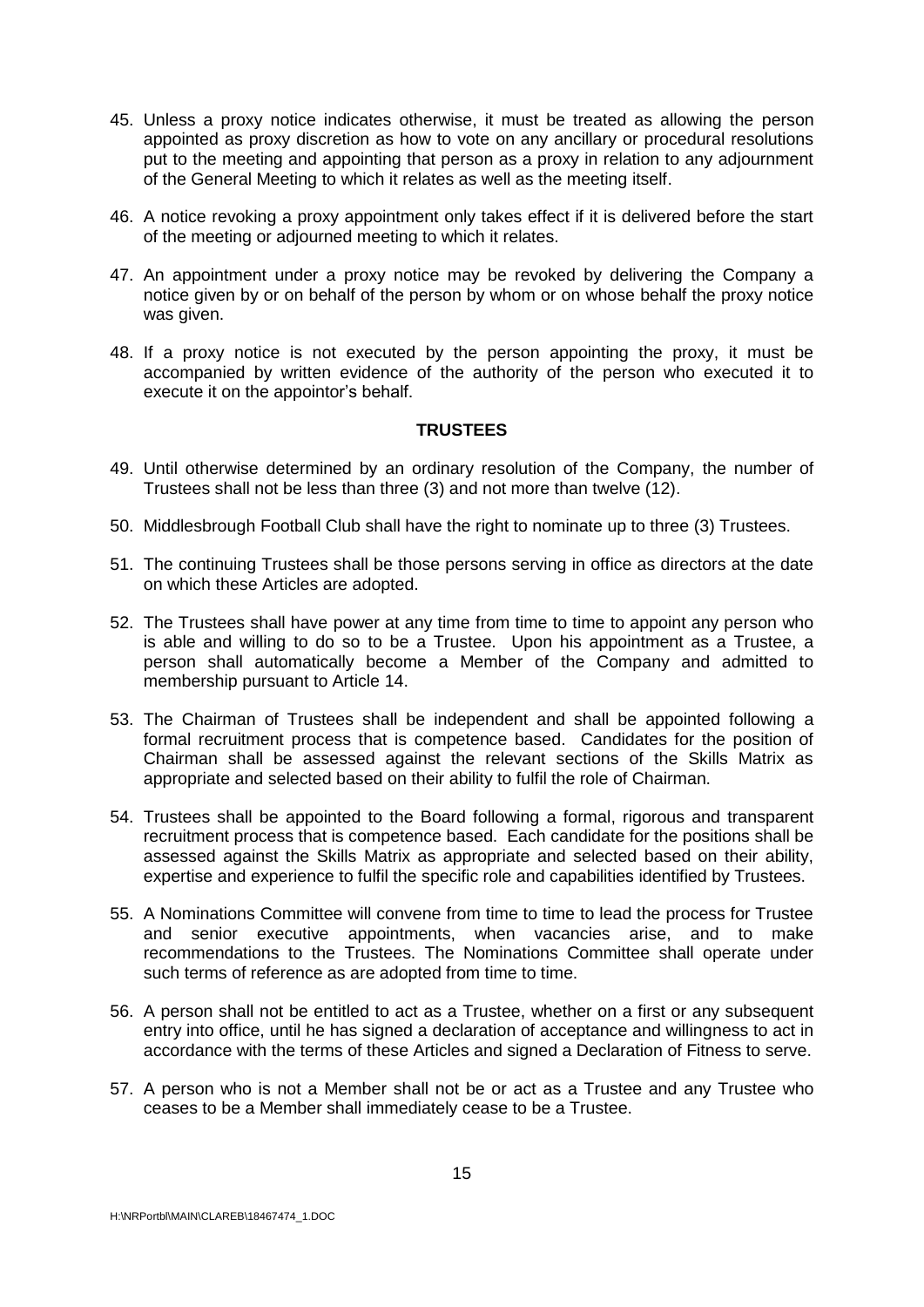45. Unless a proxy notice indicates otherwise, it must be treated as allowing the person appointed as proxy discretion as how to vote on any ancillary or procedural resolutions put to the meeting and appointing that person as a proxy in relation to any adjournment of the General Meeting to which it relates as well as the meeting itself.

46. A notice revoking a proxy appointment only takes effect if it is delivered before the start of the meeting or adjourned meeting to which it relates.

47. An appointment under a proxy notice may be revoked by delivering the Company a notice given by or on behalf of the person by whom or on whose behalf the proxy notice was given.

48. If a proxy notice is not executed by the person appointing the proxy, it must be accompanied by written evidence of the authority of the person who executed it to execute it on the appointor's behalf.

## TRUSTEES

49. Until otherwise determined by an ordinary resolution of the Company, the number of Trustees shall not be less than three (3) and not more than twelve (12).

50. Middlesbrough Football Club shall have the right to nominate up to three (3) Trustees.

51. The continuing Trustees shall be those persons serving in office as directors at the date on which these Articles are adopted.

52. The Trustees shall have power at any time from time to time to appoint any person who is able and willing to do so to be a Trustee. Upon his appointment as a Trustee, a person shall automatically become a Member of the Company and admitted to membership pursuant to Article 14.

53. The Chairman of Trustees shall be independent and shall be appointed following a formal recruitment process that is competence based. Candidates for the position of Chairman shall be assessed against the relevant sections of the Skills Matrix as appropriate and selected based on their ability to fulfil the role of Chairman.

54. Trustees shall be appointed to the Board following a formal, rigorous and transparent recruitment process that is competence based. Each candidate for the positions shall be assessed against the Skills Matrix as appropriate and selected based on their ability, expertise and experience to fulfil the specific role and capabilities identified by Trustees.

55. A Nominations Committee will convene from time to time to lead the process for Trustee and senior executive appointments, when vacancies arise, and to make recommendations to the Trustees. The Nominations Committee shall operate under such terms of reference as are adopted from time to time.

56. A person shall not be entitled to act as a Trustee, whether on a first or any subsequent entry into office, until he has signed a declaration of acceptance and willingness to act in accordance with the terms of these Articles and signed a Declaration of Fitness to serve.

57. A person who is not a Member shall not be or act as a Trustee and any Trustee who ceases to be a Member shall immediately cease to be a Trustee.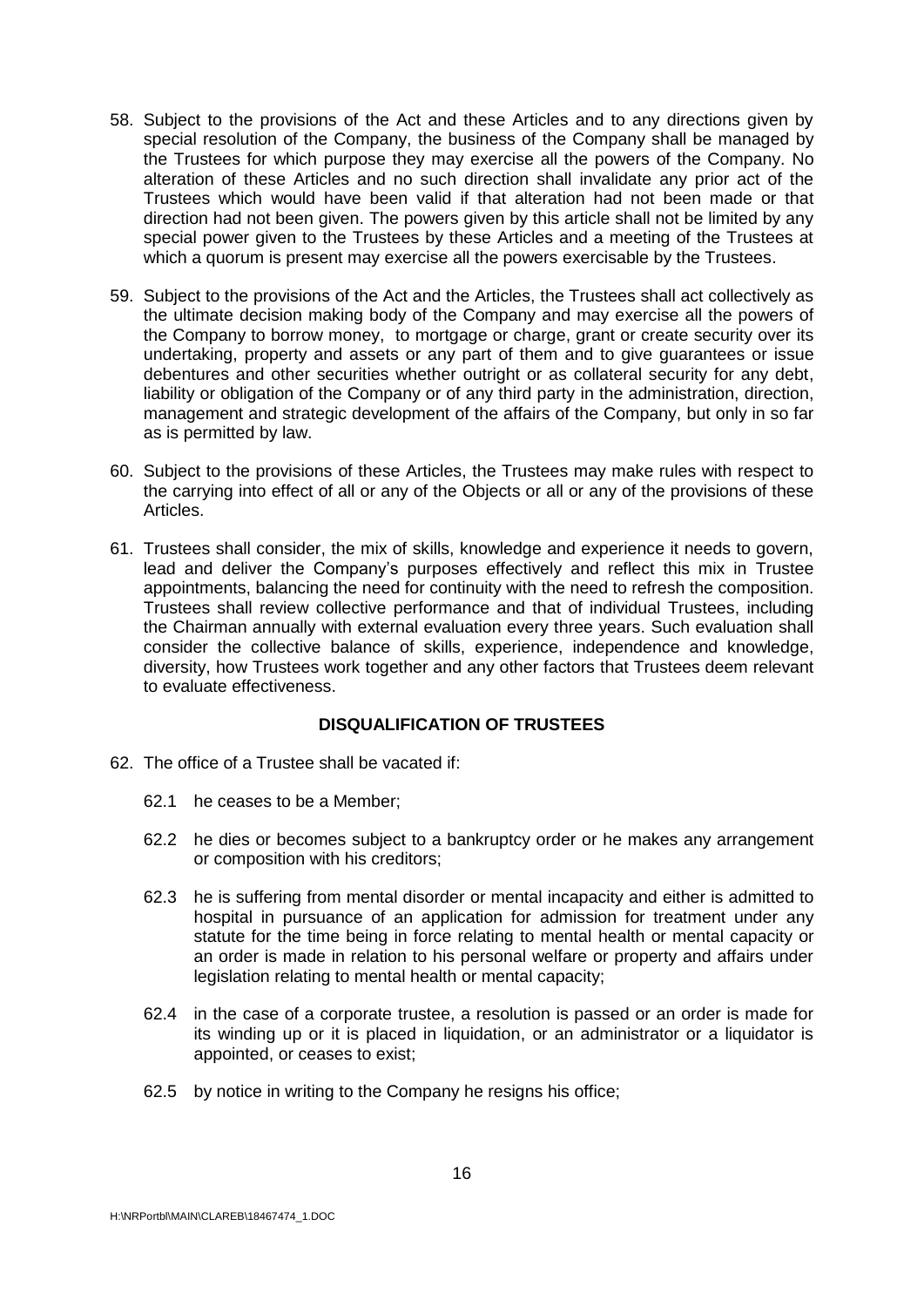58. Subject to the provisions of the Act and these Articles and to any directions given by special resolution of the Company, the business of the Company shall be managed by the Trustees for which purpose they may exercise all the powers of the Company. No alteration of these Articles and no such direction shall invalidate any prior act of the Trustees which would have been valid if that alteration had not been made or that direction had not been given. The powers given by this article shall not be limited by any special power given to the Trustees by these Articles and a meeting of the Trustees at which a quorum is present may exercise all the powers exercisable by the Trustees.

59. Subject to the provisions of the Act and the Articles, the Trustees shall act collectively as the ultimate decision making body of the Company and may exercise all the powers of the Company to borrow money, to mortgage or charge, grant or create security over its undertaking, property and assets or any part of them and to give guarantees or issue debentures and other securities whether outright or as collateral security for any debt, liability or obligation of the Company or of any third party in the administration, direction, management and strategic development of the affairs of the Company, but only in so far as is permitted by law.

60. Subject to the provisions of these Articles, the Trustees may make rules with respect to the carrying into effect of all or any of the Objects or all or any of the provisions of these Articles.

61. Trustees shall consider, the mix of skills, knowledge and experience it needs to govern, lead and deliver the Company's purposes effectively and reflect this mix in Trustee appointments, balancing the need for continuity with the need to refresh the composition. Trustees shall review collective performance and that of individual Trustees, including the Chairman annually with external evaluation every three years. Such evaluation shall consider the collective balance of skills, experience, independence and knowledge, diversity, how Trustees work together and any other factors that Trustees deem relevant to evaluate effectiveness.

## DISQUALIFICATION OF TRUSTEES

62. The office of a Trustee shall be vacated if:

    62.1 he ceases to be a Member;

    62.2 he dies or becomes subject to a bankruptcy order or he makes any arrangement or composition with his creditors;

    62.3 he is suffering from mental disorder or mental incapacity and either is admitted to hospital in pursuance of an application for admission for treatment under any statute for the time being in force relating to mental health or mental capacity or an order is made in relation to his personal welfare or property and affairs under legislation relating to mental health or mental capacity;

    62.4 in the case of a corporate trustee, a resolution is passed or an order is made for its winding up or it is placed in liquidation, or an administrator or a liquidator is appointed, or ceases to exist;

    62.5 by notice in writing to the Company he resigns his office;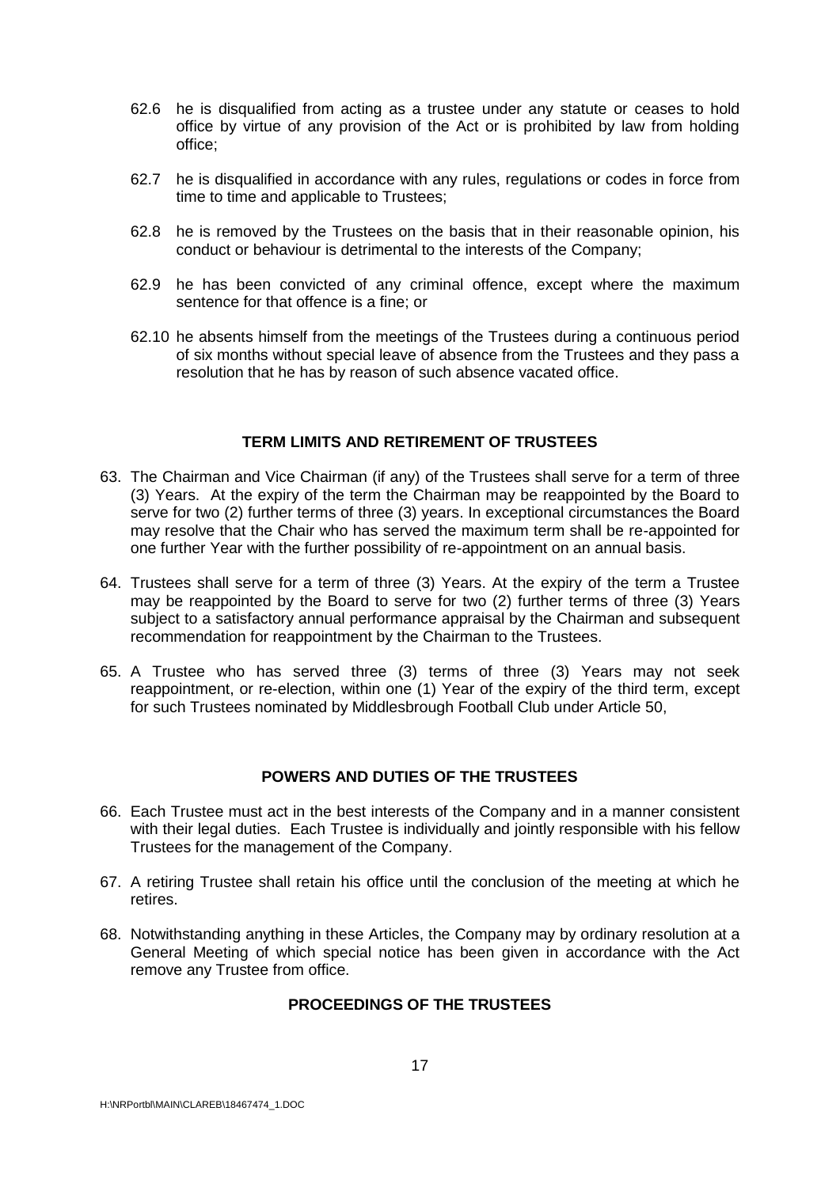62.6 he is disqualified from acting as a trustee under any statute or ceases to hold office by virtue of any provision of the Act or is prohibited by law from holding office;

62.7 he is disqualified in accordance with any rules, regulations or codes in force from time to time and applicable to Trustees;

62.8 he is removed by the Trustees on the basis that in their reasonable opinion, his conduct or behaviour is detrimental to the interests of the Company;

62.9 he has been convicted of any criminal offence, except where the maximum sentence for that offence is a fine; or

62.10 he absents himself from the meetings of the Trustees during a continuous period of six months without special leave of absence from the Trustees and they pass a resolution that he has by reason of such absence vacated office.

## TERM LIMITS AND RETIREMENT OF TRUSTEES

63. The Chairman and Vice Chairman (if any) of the Trustees shall serve for a term of three (3) Years. At the expiry of the term the Chairman may be reappointed by the Board to serve for two (2) further terms of three (3) years. In exceptional circumstances the Board may resolve that the Chair who has served the maximum term shall be re-appointed for one further Year with the further possibility of re-appointment on an annual basis.

64. Trustees shall serve for a term of three (3) Years. At the expiry of the term a Trustee may be reappointed by the Board to serve for two (2) further terms of three (3) Years subject to a satisfactory annual performance appraisal by the Chairman and subsequent recommendation for reappointment by the Chairman to the Trustees.

65. A Trustee who has served three (3) terms of three (3) Years may not seek reappointment, or re-election, within one (1) Year of the expiry of the third term, except for such Trustees nominated by Middlesbrough Football Club under Article 50,

## POWERS AND DUTIES OF THE TRUSTEES

66. Each Trustee must act in the best interests of the Company and in a manner consistent with their legal duties. Each Trustee is individually and jointly responsible with his fellow Trustees for the management of the Company.

67. A retiring Trustee shall retain his office until the conclusion of the meeting at which he retires.

68. Notwithstanding anything in these Articles, the Company may by ordinary resolution at a General Meeting of which special notice has been given in accordance with the Act remove any Trustee from office.

## PROCEEDINGS OF THE TRUSTEES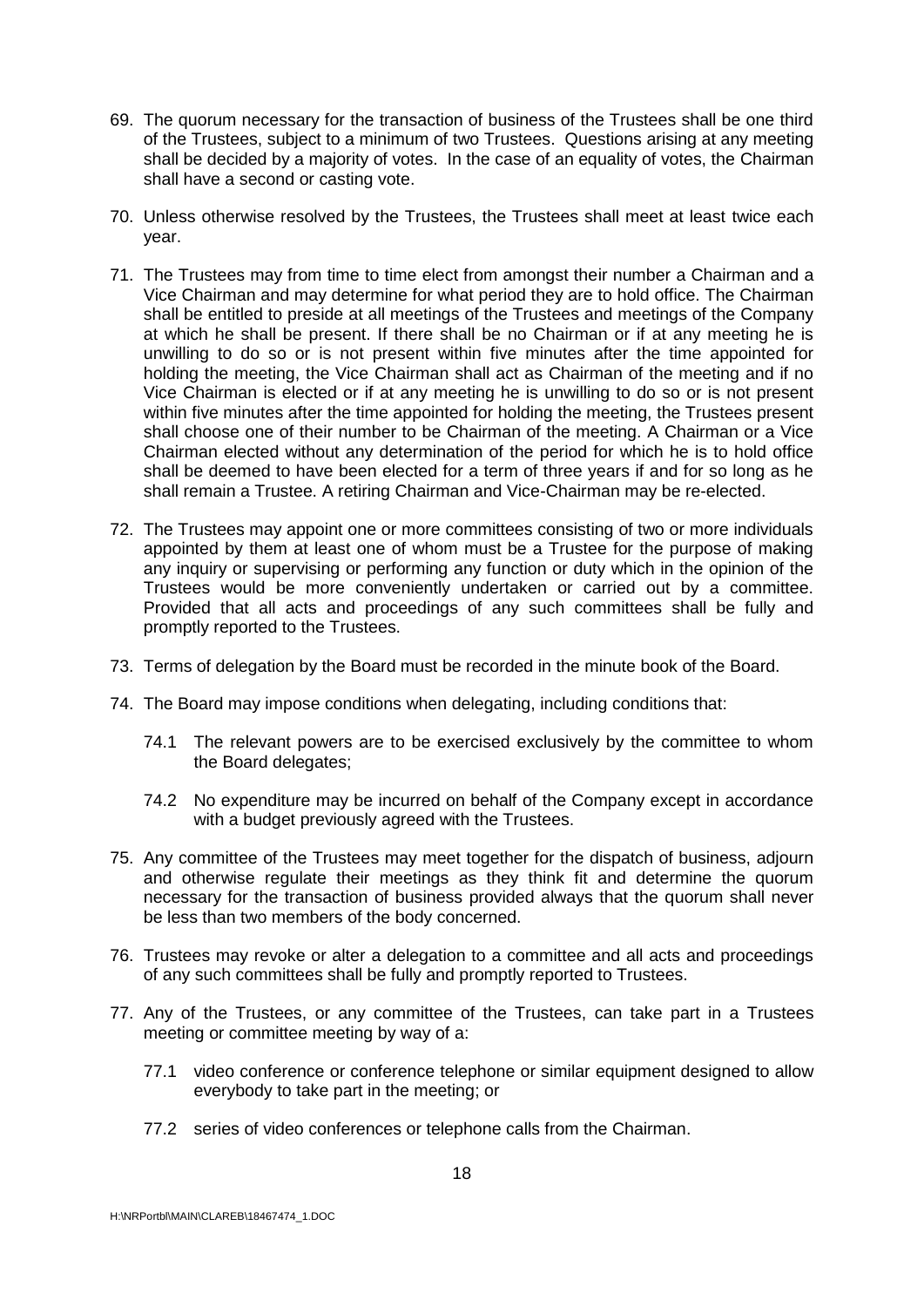69. The quorum necessary for the transaction of business of the Trustees shall be one third of the Trustees, subject to a minimum of two Trustees. Questions arising at any meeting shall be decided by a majority of votes. In the case of an equality of votes, the Chairman shall have a second or casting vote.

70. Unless otherwise resolved by the Trustees, the Trustees shall meet at least twice each year.

71. The Trustees may from time to time elect from amongst their number a Chairman and a Vice Chairman and may determine for what period they are to hold office. The Chairman shall be entitled to preside at all meetings of the Trustees and meetings of the Company at which he shall be present. If there shall be no Chairman or if at any meeting he is unwilling to do so or is not present within five minutes after the time appointed for holding the meeting, the Vice Chairman shall act as Chairman of the meeting and if no Vice Chairman is elected or if at any meeting he is unwilling to do so or is not present within five minutes after the time appointed for holding the meeting, the Trustees present shall choose one of their number to be Chairman of the meeting. A Chairman or a Vice Chairman elected without any determination of the period for which he is to hold office shall be deemed to have been elected for a term of three years if and for so long as he shall remain a Trustee. A retiring Chairman and Vice-Chairman may be re-elected.

72. The Trustees may appoint one or more committees consisting of two or more individuals appointed by them at least one of whom must be a Trustee for the purpose of making any inquiry or supervising or performing any function or duty which in the opinion of the Trustees would be more conveniently undertaken or carried out by a committee. Provided that all acts and proceedings of any such committees shall be fully and promptly reported to the Trustees.

73. Terms of delegation by the Board must be recorded in the minute book of the Board.

74. The Board may impose conditions when delegating, including conditions that:

    74.1 The relevant powers are to be exercised exclusively by the committee to whom the Board delegates;

    74.2 No expenditure may be incurred on behalf of the Company except in accordance with a budget previously agreed with the Trustees.

75. Any committee of the Trustees may meet together for the dispatch of business, adjourn and otherwise regulate their meetings as they think fit and determine the quorum necessary for the transaction of business provided always that the quorum shall never be less than two members of the body concerned.

76. Trustees may revoke or alter a delegation to a committee and all acts and proceedings of any such committees shall be fully and promptly reported to Trustees.

77. Any of the Trustees, or any committee of the Trustees, can take part in a Trustees meeting or committee meeting by way of a:

    77.1 video conference or conference telephone or similar equipment designed to allow everybody to take part in the meeting; or

    77.2 series of video conferences or telephone calls from the Chairman.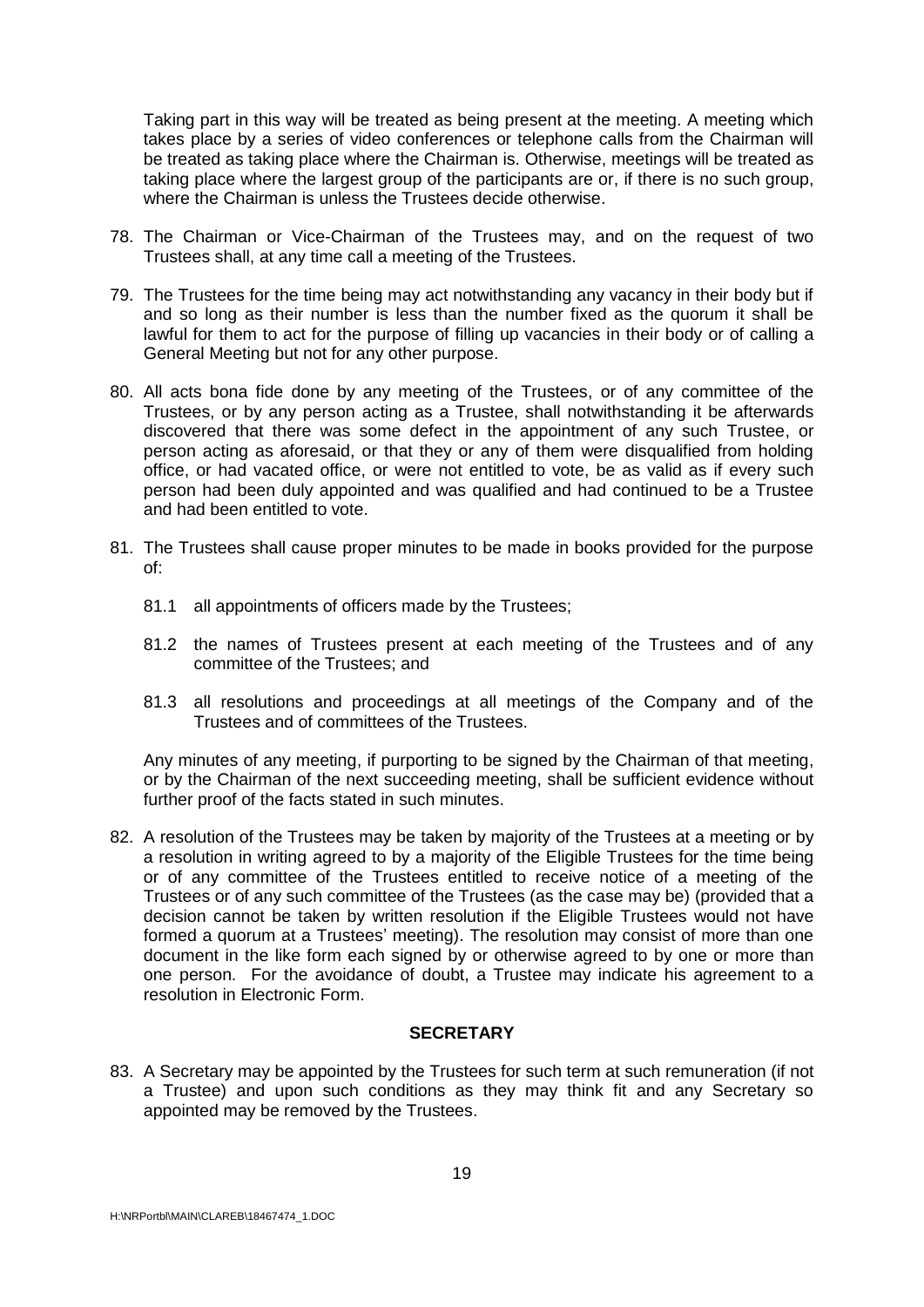Taking part in this way will be treated as being present at the meeting. A meeting which takes place by a series of video conferences or telephone calls from the Chairman will be treated as taking place where the Chairman is. Otherwise, meetings will be treated as taking place where the largest group of the participants are or, if there is no such group, where the Chairman is unless the Trustees decide otherwise.

78. The Chairman or Vice-Chairman of the Trustees may, and on the request of two Trustees shall, at any time call a meeting of the Trustees.

79. The Trustees for the time being may act notwithstanding any vacancy in their body but if and so long as their number is less than the number fixed as the quorum it shall be lawful for them to act for the purpose of filling up vacancies in their body or of calling a General Meeting but not for any other purpose.

80. All acts bona fide done by any meeting of the Trustees, or of any committee of the Trustees, or by any person acting as a Trustee, shall notwithstanding it be afterwards discovered that there was some defect in the appointment of any such Trustee, or person acting as aforesaid, or that they or any of them were disqualified from holding office, or had vacated office, or were not entitled to vote, be as valid as if every such person had been duly appointed and was qualified and had continued to be a Trustee and had been entitled to vote.

81. The Trustees shall cause proper minutes to be made in books provided for the purpose of:

    81.1 all appointments of officers made by the Trustees;

    81.2 the names of Trustees present at each meeting of the Trustees and of any committee of the Trustees; and

    81.3 all resolutions and proceedings at all meetings of the Company and of the Trustees and of committees of the Trustees.

    Any minutes of any meeting, if purporting to be signed by the Chairman of that meeting, or by the Chairman of the next succeeding meeting, shall be sufficient evidence without further proof of the facts stated in such minutes.

82. A resolution of the Trustees may be taken by majority of the Trustees at a meeting or by a resolution in writing agreed to by a majority of the Eligible Trustees for the time being or of any committee of the Trustees entitled to receive notice of a meeting of the Trustees or of any such committee of the Trustees (as the case may be) (provided that a decision cannot be taken by written resolution if the Eligible Trustees would not have formed a quorum at a Trustees' meeting). The resolution may consist of more than one document in the like form each signed by or otherwise agreed to by one or more than one person. For the avoidance of doubt, a Trustee may indicate his agreement to a resolution in Electronic Form.

## SECRETARY

83. A Secretary may be appointed by the Trustees for such term at such remuneration (if not a Trustee) and upon such conditions as they may think fit and any Secretary so appointed may be removed by the Trustees.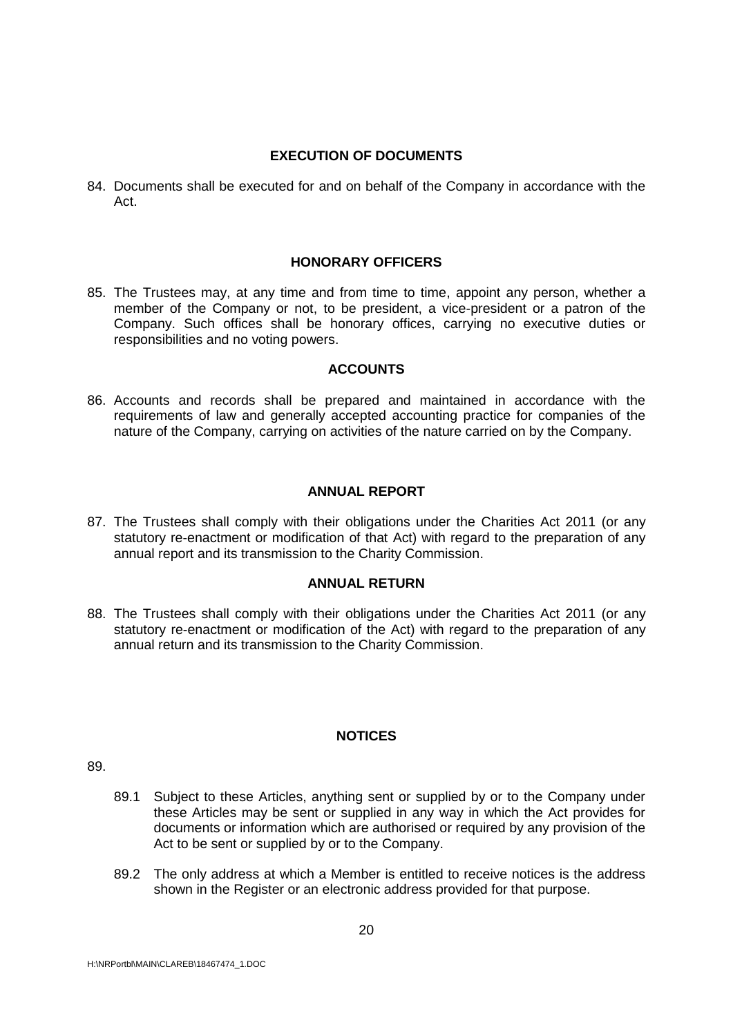## EXECUTION OF DOCUMENTS

84. Documents shall be executed for and on behalf of the Company in accordance with the Act.

## HONORARY OFFICERS

85. The Trustees may, at any time and from time to time, appoint any person, whether a member of the Company or not, to be president, a vice-president or a patron of the Company. Such offices shall be honorary offices, carrying no executive duties or responsibilities and no voting powers.

## ACCOUNTS

86. Accounts and records shall be prepared and maintained in accordance with the requirements of law and generally accepted accounting practice for companies of the nature of the Company, carrying on activities of the nature carried on by the Company.

## ANNUAL REPORT

87. The Trustees shall comply with their obligations under the Charities Act 2011 (or any statutory re-enactment or modification of that Act) with regard to the preparation of any annual report and its transmission to the Charity Commission.

## ANNUAL RETURN

88. The Trustees shall comply with their obligations under the Charities Act 2011 (or any statutory re-enactment or modification of the Act) with regard to the preparation of any annual return and its transmission to the Charity Commission.

## NOTICES

89.

89.1 Subject to these Articles, anything sent or supplied by or to the Company under these Articles may be sent or supplied in any way in which the Act provides for documents or information which are authorised or required by any provision of the Act to be sent or supplied by or to the Company.

89.2 The only address at which a Member is entitled to receive notices is the address shown in the Register or an electronic address provided for that purpose.

H:\NRPortbl\MAIN\CLAREB\18467474_1.DOC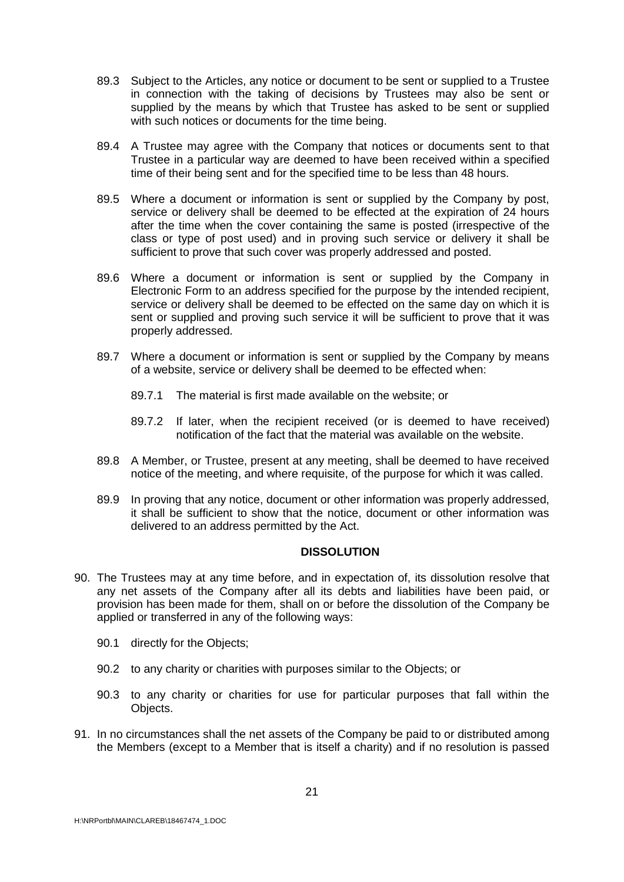89.3 Subject to the Articles, any notice or document to be sent or supplied to a Trustee in connection with the taking of decisions by Trustees may also be sent or supplied by the means by which that Trustee has asked to be sent or supplied with such notices or documents for the time being.

89.4 A Trustee may agree with the Company that notices or documents sent to that Trustee in a particular way are deemed to have been received within a specified time of their being sent and for the specified time to be less than 48 hours.

89.5 Where a document or information is sent or supplied by the Company by post, service or delivery shall be deemed to be effected at the expiration of 24 hours after the time when the cover containing the same is posted (irrespective of the class or type of post used) and in proving such service or delivery it shall be sufficient to prove that such cover was properly addressed and posted.

89.6 Where a document or information is sent or supplied by the Company in Electronic Form to an address specified for the purpose by the intended recipient, service or delivery shall be deemed to be effected on the same day on which it is sent or supplied and proving such service it will be sufficient to prove that it was properly addressed.

89.7 Where a document or information is sent or supplied by the Company by means of a website, service or delivery shall be deemed to be effected when:

89.7.1 The material is first made available on the website; or

89.7.2 If later, when the recipient received (or is deemed to have received) notification of the fact that the material was available on the website.

89.8 A Member, or Trustee, present at any meeting, shall be deemed to have received notice of the meeting, and where requisite, of the purpose for which it was called.

89.9 In proving that any notice, document or other information was properly addressed, it shall be sufficient to show that the notice, document or other information was delivered to an address permitted by the Act.

## DISSOLUTION

90. The Trustees may at any time before, and in expectation of, its dissolution resolve that any net assets of the Company after all its debts and liabilities have been paid, or provision has been made for them, shall on or before the dissolution of the Company be applied or transferred in any of the following ways:

90.1 directly for the Objects;

90.2 to any charity or charities with purposes similar to the Objects; or

90.3 to any charity or charities for use for particular purposes that fall within the Objects.

91. In no circumstances shall the net assets of the Company be paid to or distributed among the Members (except to a Member that is itself a charity) and if no resolution is passed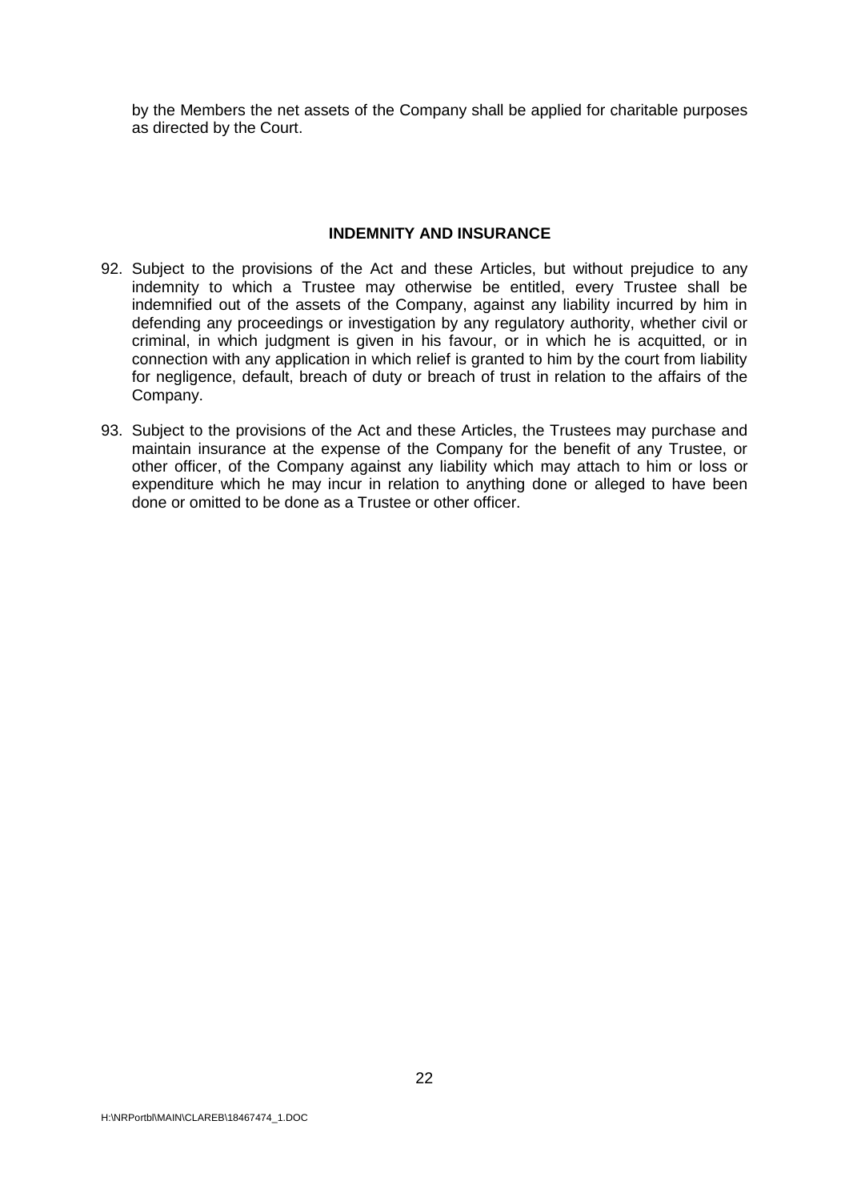by the Members the net assets of the Company shall be applied for charitable purposes as directed by the Court.

## INDEMNITY AND INSURANCE

92. Subject to the provisions of the Act and these Articles, but without prejudice to any indemnity to which a Trustee may otherwise be entitled, every Trustee shall be indemnified out of the assets of the Company, against any liability incurred by him in defending any proceedings or investigation by any regulatory authority, whether civil or criminal, in which judgment is given in his favour, or in which he is acquitted, or in connection with any application in which relief is granted to him by the court from liability for negligence, default, breach of duty or breach of trust in relation to the affairs of the Company.

93. Subject to the provisions of the Act and these Articles, the Trustees may purchase and maintain insurance at the expense of the Company for the benefit of any Trustee, or other officer, of the Company against any liability which may attach to him or loss or expenditure which he may incur in relation to anything done or alleged to have been done or omitted to be done as a Trustee or other officer.